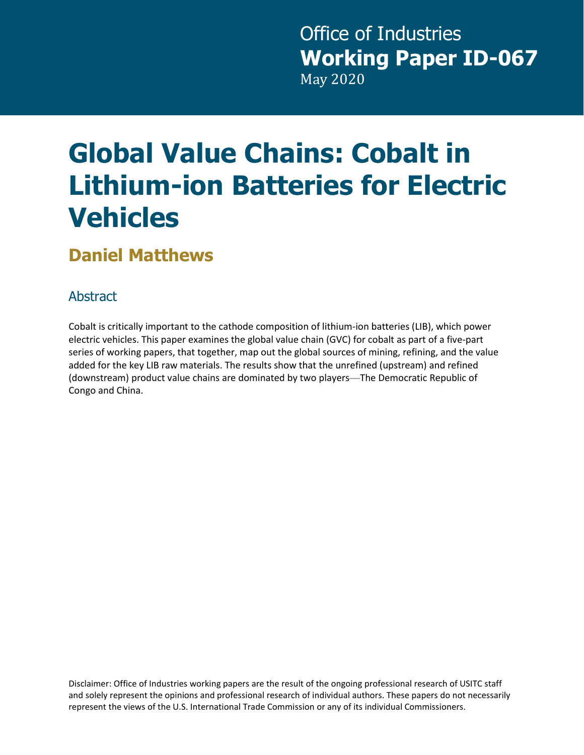Office of Industries
**Working Paper ID-067**
May 2020

# Global Value Chains: Cobalt in Lithium-ion Batteries for Electric Vehicles

## Daniel Matthews

### Abstract

Cobalt is critically important to the cathode composition of lithium-ion batteries (LIB), which power electric vehicles. This paper examines the global value chain (GVC) for cobalt as part of a five-part series of working papers, that together, map out the global sources of mining, refining, and the value added for the key LIB raw materials. The results show that the unrefined (upstream) and refined (downstream) product value chains are dominated by two players—The Democratic Republic of Congo and China.

Disclaimer: Office of Industries working papers are the result of the ongoing professional research of USITC staff and solely represent the opinions and professional research of individual authors. These papers do not necessarily represent the views of the U.S. International Trade Commission or any of its individual Commissioners.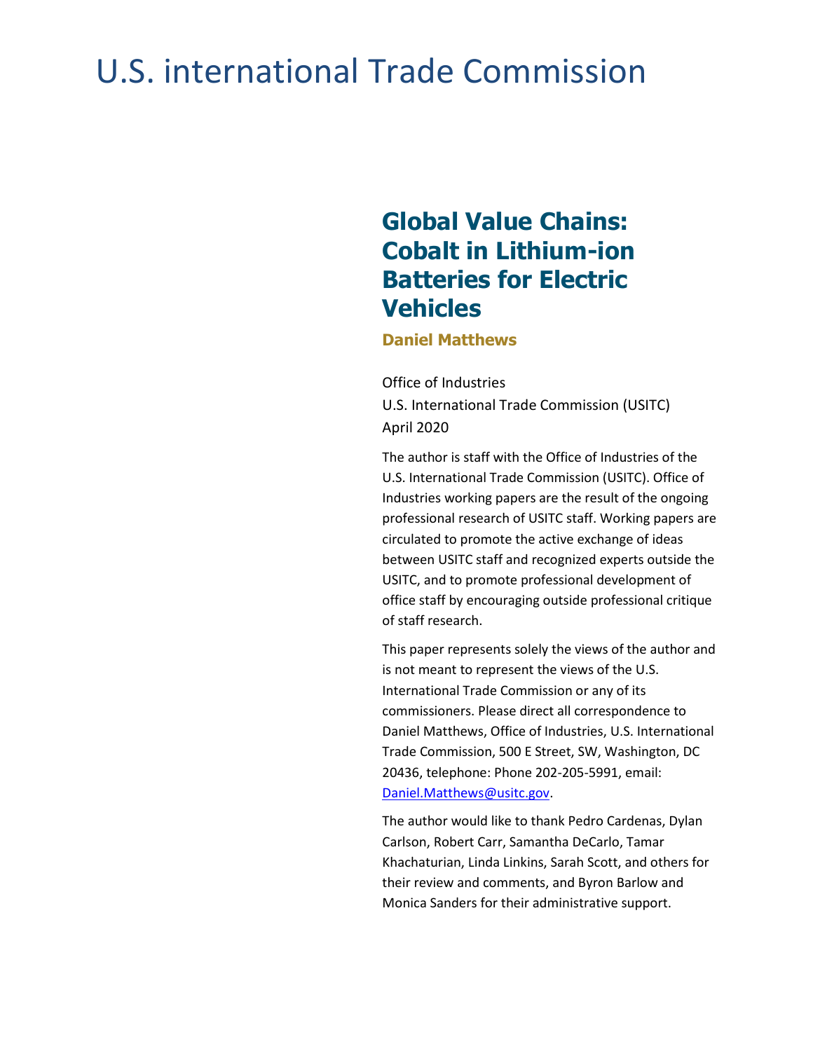# U.S. international Trade Commission

## Global Value Chains: Cobalt in Lithium-ion Batteries for Electric Vehicles

**Daniel Matthews**

Office of Industries
U.S. International Trade Commission (USITC)
April 2020

The author is staff with the Office of Industries of the U.S. International Trade Commission (USITC). Office of Industries working papers are the result of the ongoing professional research of USITC staff. Working papers are circulated to promote the active exchange of ideas between USITC staff and recognized experts outside the USITC, and to promote professional development of office staff by encouraging outside professional critique of staff research.

This paper represents solely the views of the author and is not meant to represent the views of the U.S. International Trade Commission or any of its commissioners. Please direct all correspondence to Daniel Matthews, Office of Industries, U.S. International Trade Commission, 500 E Street, SW, Washington, DC 20436, telephone: Phone 202-205-5991, email: Daniel.Matthews@usitc.gov.

The author would like to thank Pedro Cardenas, Dylan Carlson, Robert Carr, Samantha DeCarlo, Tamar Khachaturian, Linda Linkins, Sarah Scott, and others for their review and comments, and Byron Barlow and Monica Sanders for their administrative support.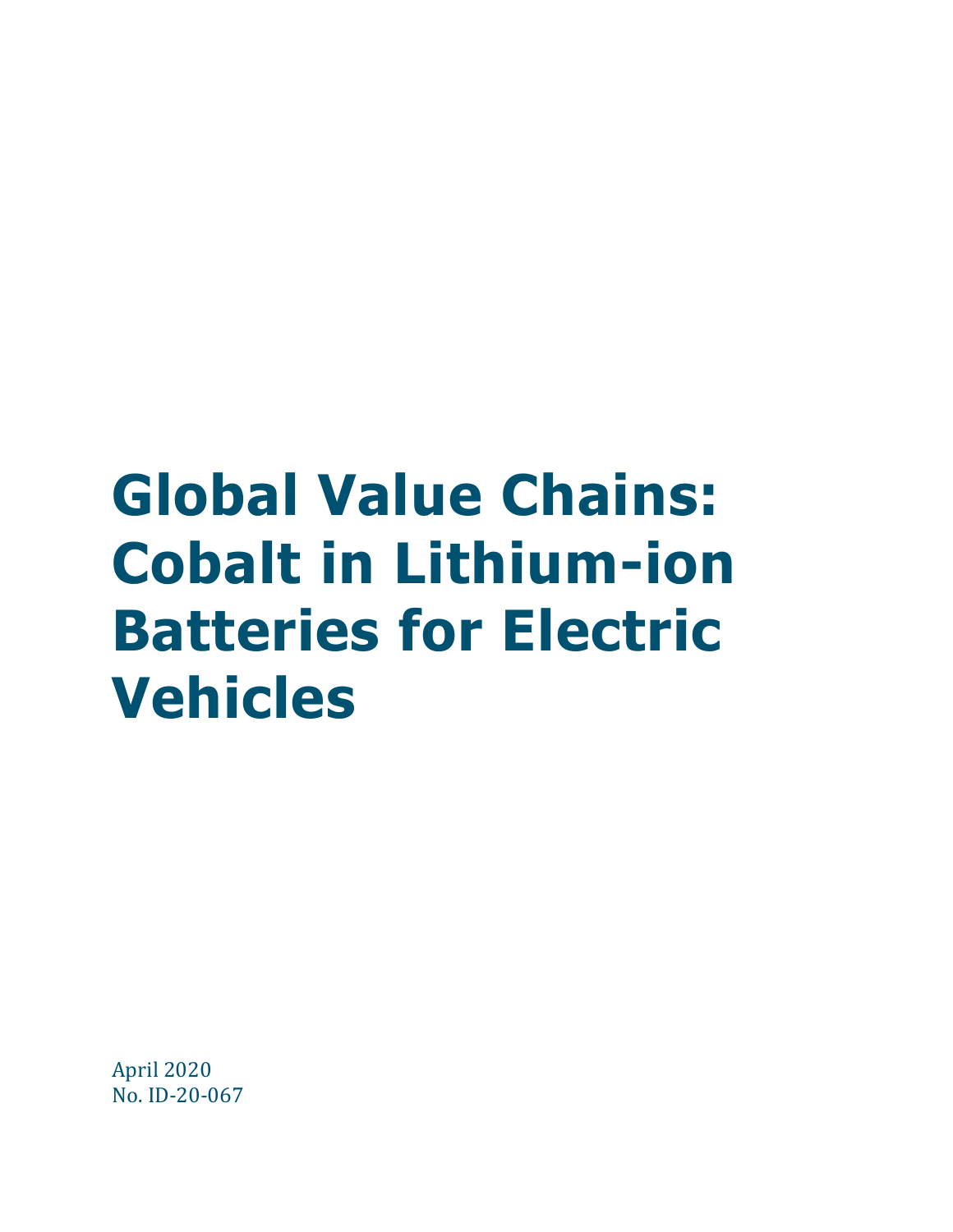# Global Value Chains: Cobalt in Lithium-ion Batteries for Electric Vehicles

April 2020
No. ID-20-067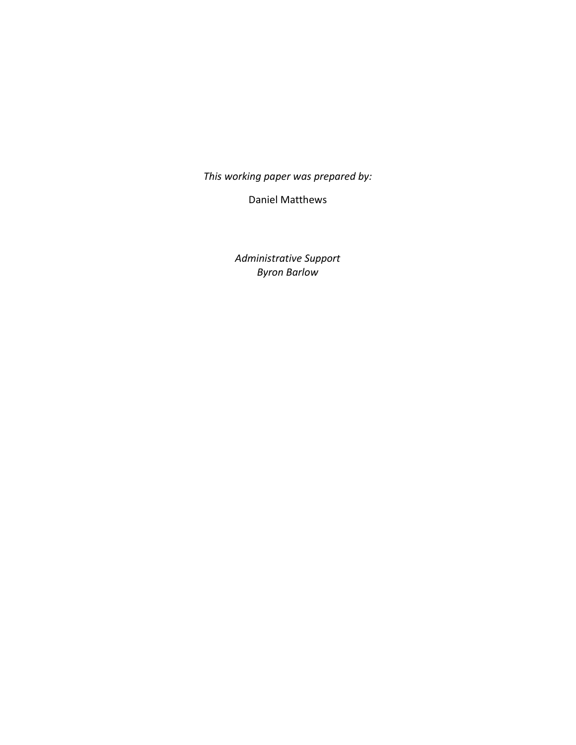*This working paper was prepared by:*

Daniel Matthews

*Administrative Support*
*Byron Barlow*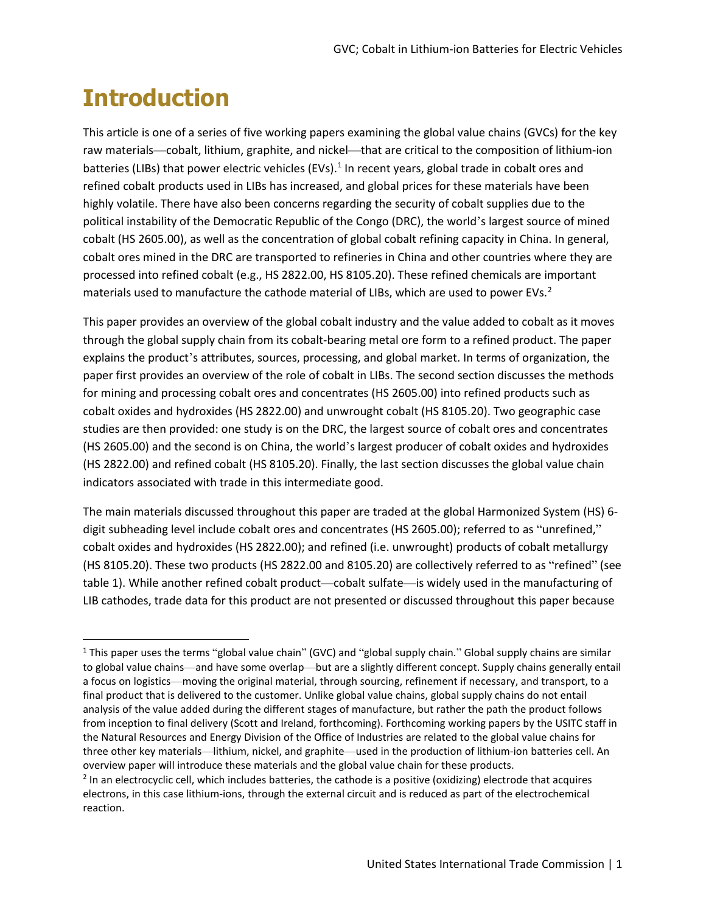# Introduction

This article is one of a series of five working papers examining the global value chains (GVCs) for the key raw materials—cobalt, lithium, graphite, and nickel—that are critical to the composition of lithium-ion batteries (LIBs) that power electric vehicles (EVs).[1] In recent years, global trade in cobalt ores and refined cobalt products used in LIBs has increased, and global prices for these materials have been highly volatile. There have also been concerns regarding the security of cobalt supplies due to the political instability of the Democratic Republic of the Congo (DRC), the world's largest source of mined cobalt (HS 2605.00), as well as the concentration of global cobalt refining capacity in China. In general, cobalt ores mined in the DRC are transported to refineries in China and other countries where they are processed into refined cobalt (e.g., HS 2822.00, HS 8105.20). These refined chemicals are important materials used to manufacture the cathode material of LIBs, which are used to power EVs.[2]

This paper provides an overview of the global cobalt industry and the value added to cobalt as it moves through the global supply chain from its cobalt-bearing metal ore form to a refined product. The paper explains the product's attributes, sources, processing, and global market. In terms of organization, the paper first provides an overview of the role of cobalt in LIBs. The second section discusses the methods for mining and processing cobalt ores and concentrates (HS 2605.00) into refined products such as cobalt oxides and hydroxides (HS 2822.00) and unwrought cobalt (HS 8105.20). Two geographic case studies are then provided: one study is on the DRC, the largest source of cobalt ores and concentrates (HS 2605.00) and the second is on China, the world's largest producer of cobalt oxides and hydroxides (HS 2822.00) and refined cobalt (HS 8105.20). Finally, the last section discusses the global value chain indicators associated with trade in this intermediate good.

The main materials discussed throughout this paper are traded at the global Harmonized System (HS) 6-digit subheading level include cobalt ores and concentrates (HS 2605.00); referred to as "unrefined," cobalt oxides and hydroxides (HS 2822.00); and refined (i.e. unwrought) products of cobalt metallurgy (HS 8105.20). These two products (HS 2822.00 and 8105.20) are collectively referred to as "refined" (see table 1). While another refined cobalt product—cobalt sulfate—is widely used in the manufacturing of LIB cathodes, trade data for this product are not presented or discussed throughout this paper because

---

[1] This paper uses the terms "global value chain" (GVC) and "global supply chain." Global supply chains are similar to global value chains—and have some overlap—but are a slightly different concept. Supply chains generally entail a focus on logistics—moving the original material, through sourcing, refinement if necessary, and transport, to a final product that is delivered to the customer. Unlike global value chains, global supply chains do not entail analysis of the value added during the different stages of manufacture, but rather the path the product follows from inception to final delivery (Scott and Ireland, forthcoming). Forthcoming working papers by the USITC staff in the Natural Resources and Energy Division of the Office of Industries are related to the global value chains for three other key materials—lithium, nickel, and graphite—used in the production of lithium-ion batteries cell. An overview paper will introduce these materials and the global value chain for these products.

[2] In an electrocyclic cell, which includes batteries, the cathode is a positive (oxidizing) electrode that acquires electrons, in this case lithium-ions, through the external circuit and is reduced as part of the electrochemical reaction.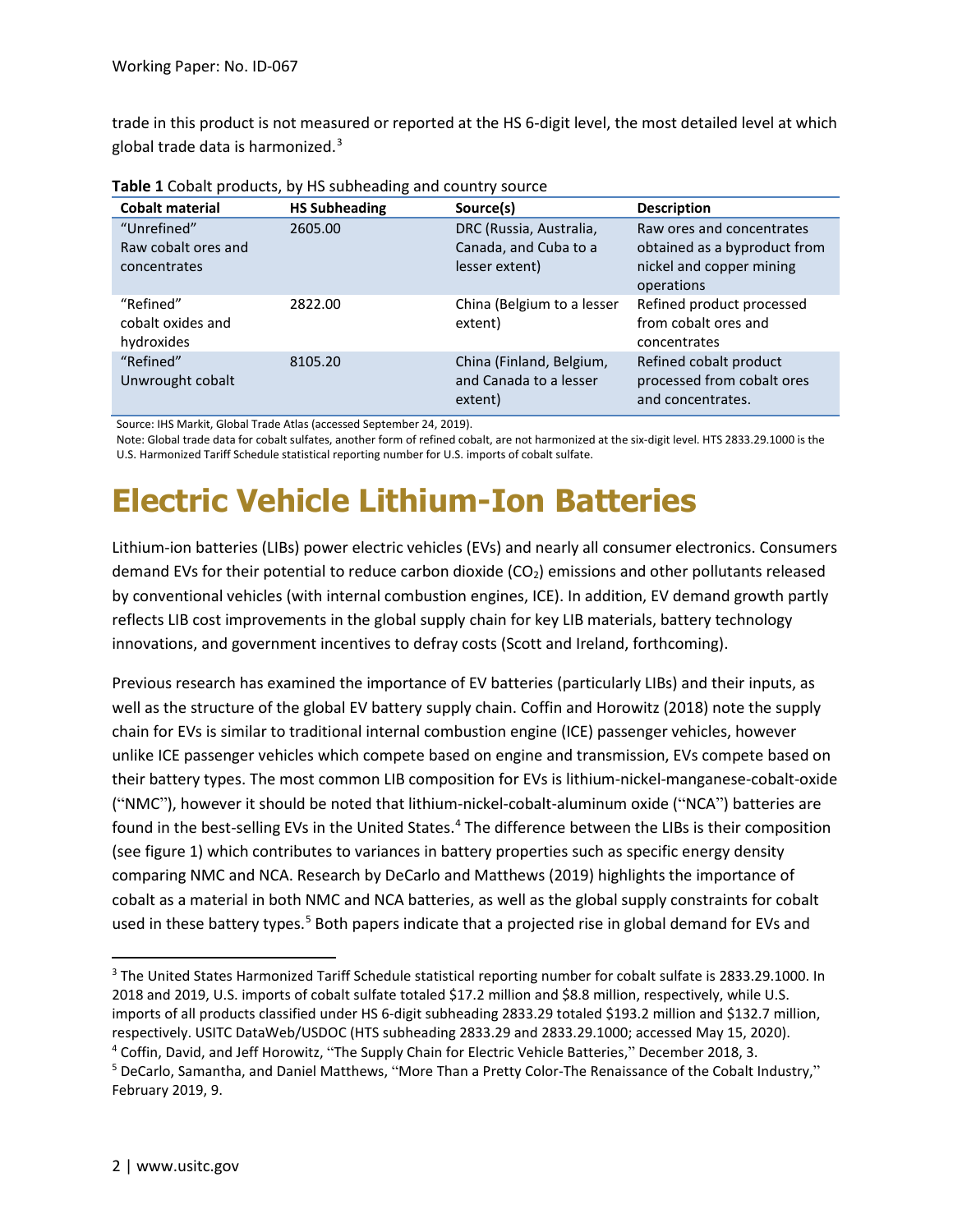trade in this product is not measured or reported at the HS 6-digit level, the most detailed level at which global trade data is harmonized.[3]

**Table 1** Cobalt products, by HS subheading and country source

| Cobalt material | HS Subheading | Source(s) | Description |
|---|---|---|---|
| "Unrefined" Raw cobalt ores and concentrates | 2605.00 | DRC (Russia, Australia, Canada, and Cuba to a lesser extent) | Raw ores and concentrates obtained as a byproduct from nickel and copper mining operations |
| "Refined" cobalt oxides and hydroxides | 2822.00 | China (Belgium to a lesser extent) | Refined product processed from cobalt ores and concentrates |
| "Refined" Unwrought cobalt | 8105.20 | China (Finland, Belgium, and Canada to a lesser extent) | Refined cobalt product processed from cobalt ores and concentrates. |

Source: IHS Markit, Global Trade Atlas (accessed September 24, 2019).

Note: Global trade data for cobalt sulfates, another form of refined cobalt, are not harmonized at the six-digit level. HTS 2833.29.1000 is the U.S. Harmonized Tariff Schedule statistical reporting number for U.S. imports of cobalt sulfate.

# Electric Vehicle Lithium-Ion Batteries

Lithium-ion batteries (LIBs) power electric vehicles (EVs) and nearly all consumer electronics. Consumers demand EVs for their potential to reduce carbon dioxide ($CO_2$) emissions and other pollutants released by conventional vehicles (with internal combustion engines, ICE). In addition, EV demand growth partly reflects LIB cost improvements in the global supply chain for key LIB materials, battery technology innovations, and government incentives to defray costs (Scott and Ireland, forthcoming).

Previous research has examined the importance of EV batteries (particularly LIBs) and their inputs, as well as the structure of the global EV battery supply chain. Coffin and Horowitz (2018) note the supply chain for EVs is similar to traditional internal combustion engine (ICE) passenger vehicles, however unlike ICE passenger vehicles which compete based on engine and transmission, EVs compete based on their battery types. The most common LIB composition for EVs is lithium-nickel-manganese-cobalt-oxide ("NMC"), however it should be noted that lithium-nickel-cobalt-aluminum oxide ("NCA") batteries are found in the best-selling EVs in the United States.[4] The difference between the LIBs is their composition (see figure 1) which contributes to variances in battery properties such as specific energy density comparing NMC and NCA. Research by DeCarlo and Matthews (2019) highlights the importance of cobalt as a material in both NMC and NCA batteries, as well as the global supply constraints for cobalt used in these battery types.[5] Both papers indicate that a projected rise in global demand for EVs and

[3] The United States Harmonized Tariff Schedule statistical reporting number for cobalt sulfate is 2833.29.1000. In 2018 and 2019, U.S. imports of cobalt sulfate totaled $17.2 million and $8.8 million, respectively, while U.S. imports of all products classified under HS 6-digit subheading 2833.29 totaled $193.2 million and $132.7 million, respectively. USITC DataWeb/USDOC (HTS subheading 2833.29 and 2833.29.1000; accessed May 15, 2020).

[4] Coffin, David, and Jeff Horowitz, "The Supply Chain for Electric Vehicle Batteries," December 2018, 3.

[5] DeCarlo, Samantha, and Daniel Matthews, "More Than a Pretty Color-The Renaissance of the Cobalt Industry," February 2019, 9.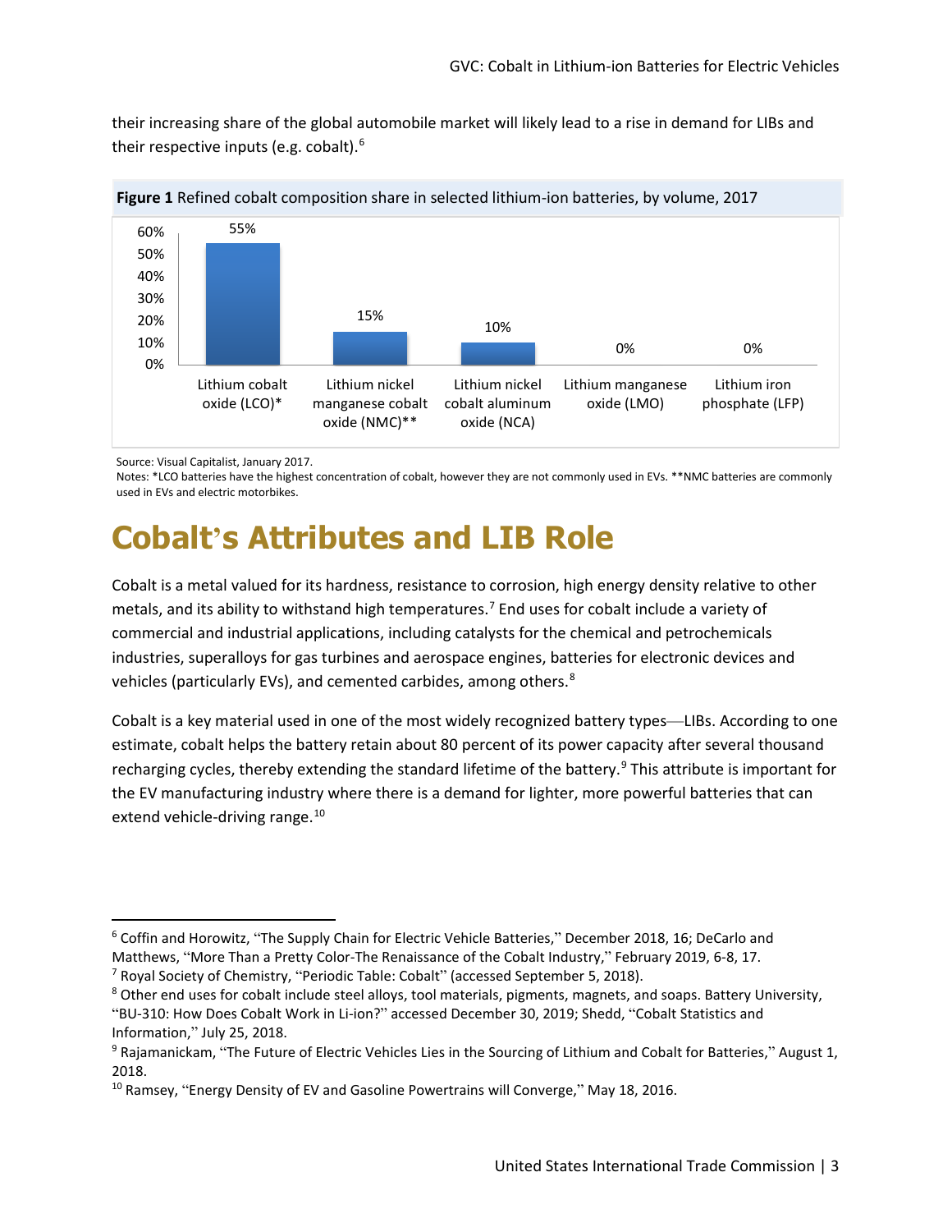their increasing share of the global automobile market will likely lead to a rise in demand for LIBs and their respective inputs (e.g. cobalt).[6]

**Figure 1** Refined cobalt composition share in selected lithium-ion batteries, by volume, 2017

| Battery type | Share |
| --- | --- |
| Lithium cobalt oxide (LCO)* | 55% |
| Lithium nickel manganese cobalt oxide (NMC)** | 15% |
| Lithium nickel cobalt aluminum oxide (NCA) | 10% |
| Lithium manganese oxide (LMO) | 0% |
| Lithium iron phosphate (LFP) | 0% |

Source: Visual Capitalist, January 2017.
Notes: *LCO batteries have the highest concentration of cobalt, however they are not commonly used in EVs. **NMC batteries are commonly used in EVs and electric motorbikes.

# Cobalt's Attributes and LIB Role

Cobalt is a metal valued for its hardness, resistance to corrosion, high energy density relative to other metals, and its ability to withstand high temperatures.[7] End uses for cobalt include a variety of commercial and industrial applications, including catalysts for the chemical and petrochemicals industries, superalloys for gas turbines and aerospace engines, batteries for electronic devices and vehicles (particularly EVs), and cemented carbides, among others.[8]

Cobalt is a key material used in one of the most widely recognized battery types—LIBs. According to one estimate, cobalt helps the battery retain about 80 percent of its power capacity after several thousand recharging cycles, thereby extending the standard lifetime of the battery.[9] This attribute is important for the EV manufacturing industry where there is a demand for lighter, more powerful batteries that can extend vehicle-driving range.[10]

---

[6] Coffin and Horowitz, "The Supply Chain for Electric Vehicle Batteries," December 2018, 16; DeCarlo and Matthews, "More Than a Pretty Color-The Renaissance of the Cobalt Industry," February 2019, 6-8, 17.
[7] Royal Society of Chemistry, "Periodic Table: Cobalt" (accessed September 5, 2018).
[8] Other end uses for cobalt include steel alloys, tool materials, pigments, magnets, and soaps. Battery University, "BU-310: How Does Cobalt Work in Li-ion?" accessed December 30, 2019; Shedd, "Cobalt Statistics and Information," July 25, 2018.
[9] Rajamanickam, "The Future of Electric Vehicles Lies in the Sourcing of Lithium and Cobalt for Batteries," August 1, 2018.
[10] Ramsey, "Energy Density of EV and Gasoline Powertrains will Converge," May 18, 2016.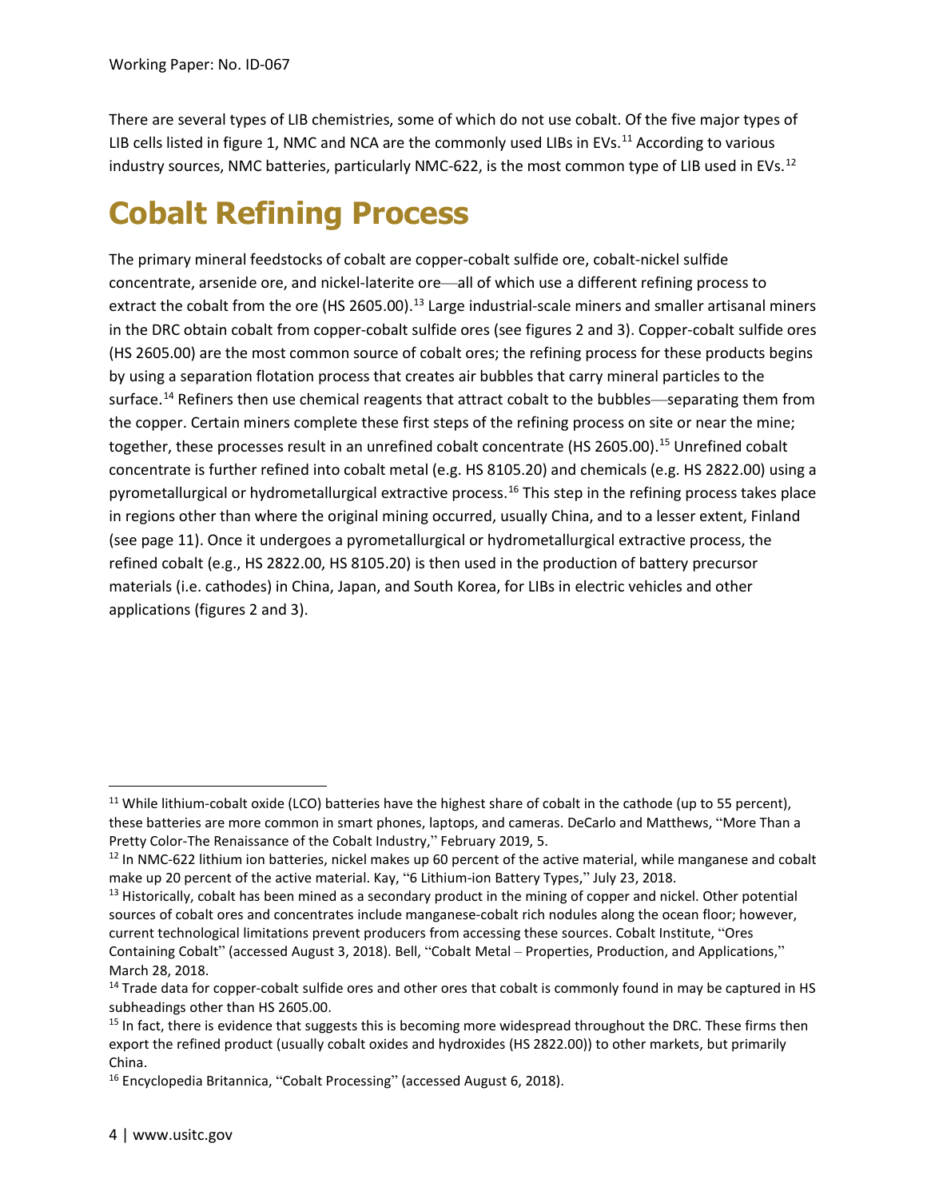There are several types of LIB chemistries, some of which do not use cobalt. Of the five major types of LIB cells listed in figure 1, NMC and NCA are the commonly used LIBs in EVs.[11] According to various industry sources, NMC batteries, particularly NMC-622, is the most common type of LIB used in EVs.[12]

# Cobalt Refining Process

The primary mineral feedstocks of cobalt are copper-cobalt sulfide ore, cobalt-nickel sulfide concentrate, arsenide ore, and nickel-laterite ore—all of which use a different refining process to extract the cobalt from the ore (HS 2605.00).[13] Large industrial-scale miners and smaller artisanal miners in the DRC obtain cobalt from copper-cobalt sulfide ores (see figures 2 and 3). Copper-cobalt sulfide ores (HS 2605.00) are the most common source of cobalt ores; the refining process for these products begins by using a separation flotation process that creates air bubbles that carry mineral particles to the surface.[14] Refiners then use chemical reagents that attract cobalt to the bubbles—separating them from the copper. Certain miners complete these first steps of the refining process on site or near the mine; together, these processes result in an unrefined cobalt concentrate (HS 2605.00).[15] Unrefined cobalt concentrate is further refined into cobalt metal (e.g. HS 8105.20) and chemicals (e.g. HS 2822.00) using a pyrometallurgical or hydrometallurgical extractive process.[16] This step in the refining process takes place in regions other than where the original mining occurred, usually China, and to a lesser extent, Finland (see page 11). Once it undergoes a pyrometallurgical or hydrometallurgical extractive process, the refined cobalt (e.g., HS 2822.00, HS 8105.20) is then used in the production of battery precursor materials (i.e. cathodes) in China, Japan, and South Korea, for LIBs in electric vehicles and other applications (figures 2 and 3).

---

[11] While lithium-cobalt oxide (LCO) batteries have the highest share of cobalt in the cathode (up to 55 percent), these batteries are more common in smart phones, laptops, and cameras. DeCarlo and Matthews, "More Than a Pretty Color-The Renaissance of the Cobalt Industry," February 2019, 5.

[12] In NMC-622 lithium ion batteries, nickel makes up 60 percent of the active material, while manganese and cobalt make up 20 percent of the active material. Kay, "6 Lithium-ion Battery Types," July 23, 2018.

[13] Historically, cobalt has been mined as a secondary product in the mining of copper and nickel. Other potential sources of cobalt ores and concentrates include manganese-cobalt rich nodules along the ocean floor; however, current technological limitations prevent producers from accessing these sources. Cobalt Institute, "Ores Containing Cobalt" (accessed August 3, 2018). Bell, "Cobalt Metal – Properties, Production, and Applications," March 28, 2018.

[14] Trade data for copper-cobalt sulfide ores and other ores that cobalt is commonly found in may be captured in HS subheadings other than HS 2605.00.

[15] In fact, there is evidence that suggests this is becoming more widespread throughout the DRC. These firms then export the refined product (usually cobalt oxides and hydroxides (HS 2822.00)) to other markets, but primarily China.

[16] Encyclopedia Britannica, "Cobalt Processing" (accessed August 6, 2018).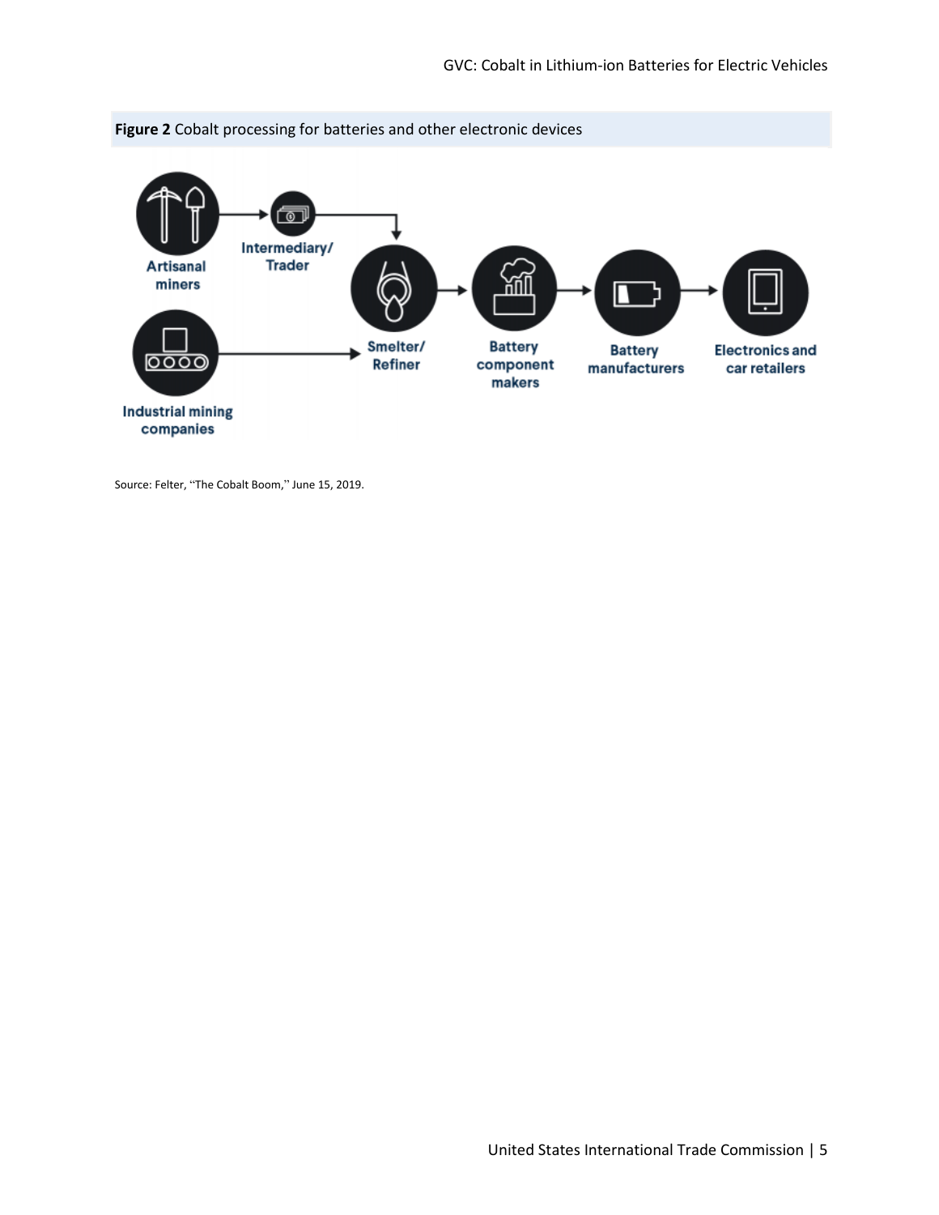**Figure 2** Cobalt processing for batteries and other electronic devices

Artisanal miners → Intermediary/Trader → Smelter/Refiner

Industrial mining companies → Smelter/Refiner

Smelter/Refiner → Battery component makers → Battery manufacturers → Electronics and car retailers

Source: Felter, "The Cobalt Boom," June 15, 2019.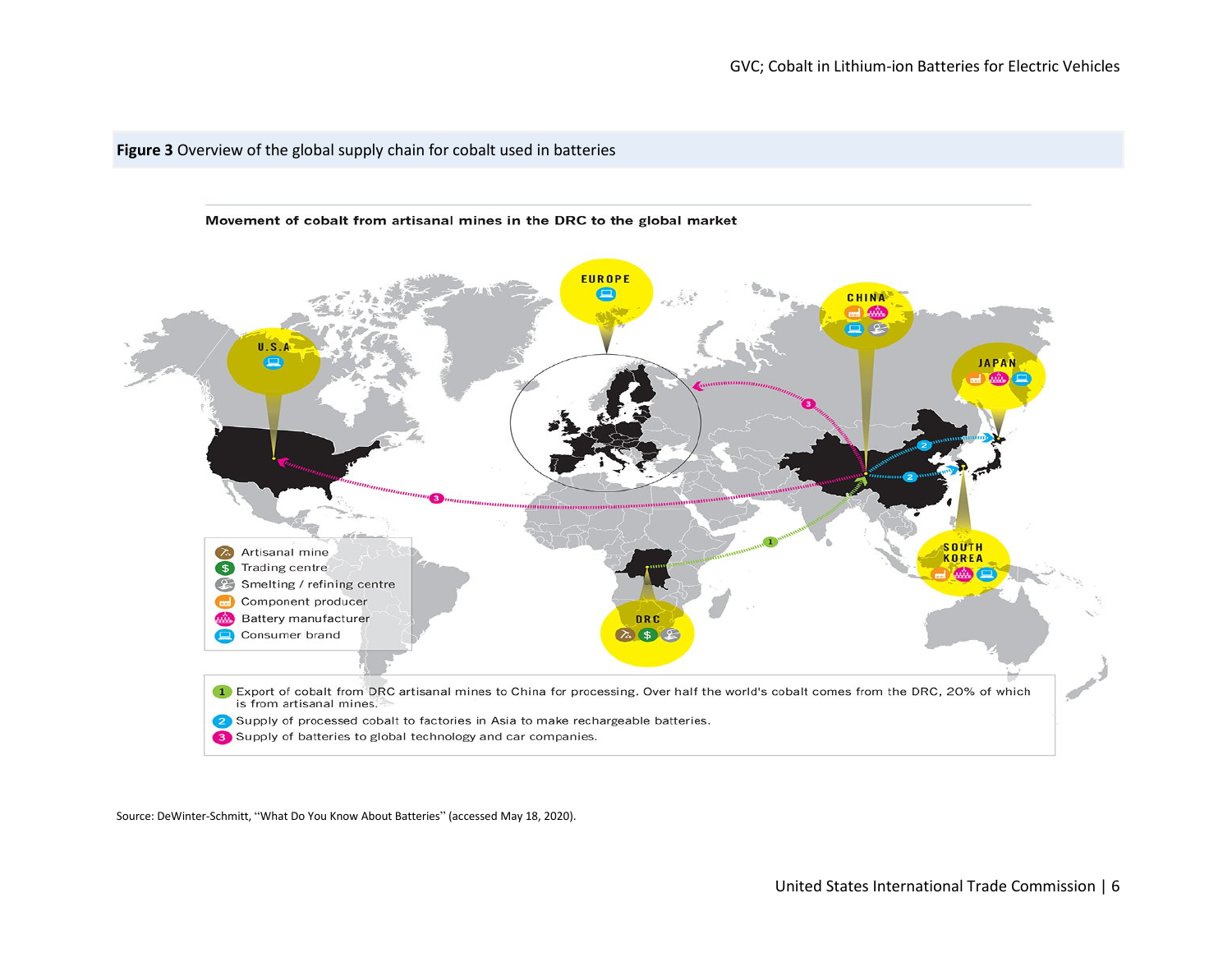**Figure 3** Overview of the global supply chain for cobalt used in batteries

**Movement of cobalt from artisanal mines in the DRC to the global market**

EUROPE

CHINA

U.S.A

JAPAN

SOUTH KOREA

DRC

- Artisanal mine
- Trading centre
- Smelting / refining centre
- Component producer
- Battery manufacturer
- Consumer brand

1. Export of cobalt from DRC artisanal mines to China for processing. Over half the world's cobalt comes from the DRC, 20% of which is from artisanal mines.
2. Supply of processed cobalt to factories in Asia to make rechargeable batteries.
3. Supply of batteries to global technology and car companies.

Source: DeWinter-Schmitt, "What Do You Know About Batteries" (accessed May 18, 2020).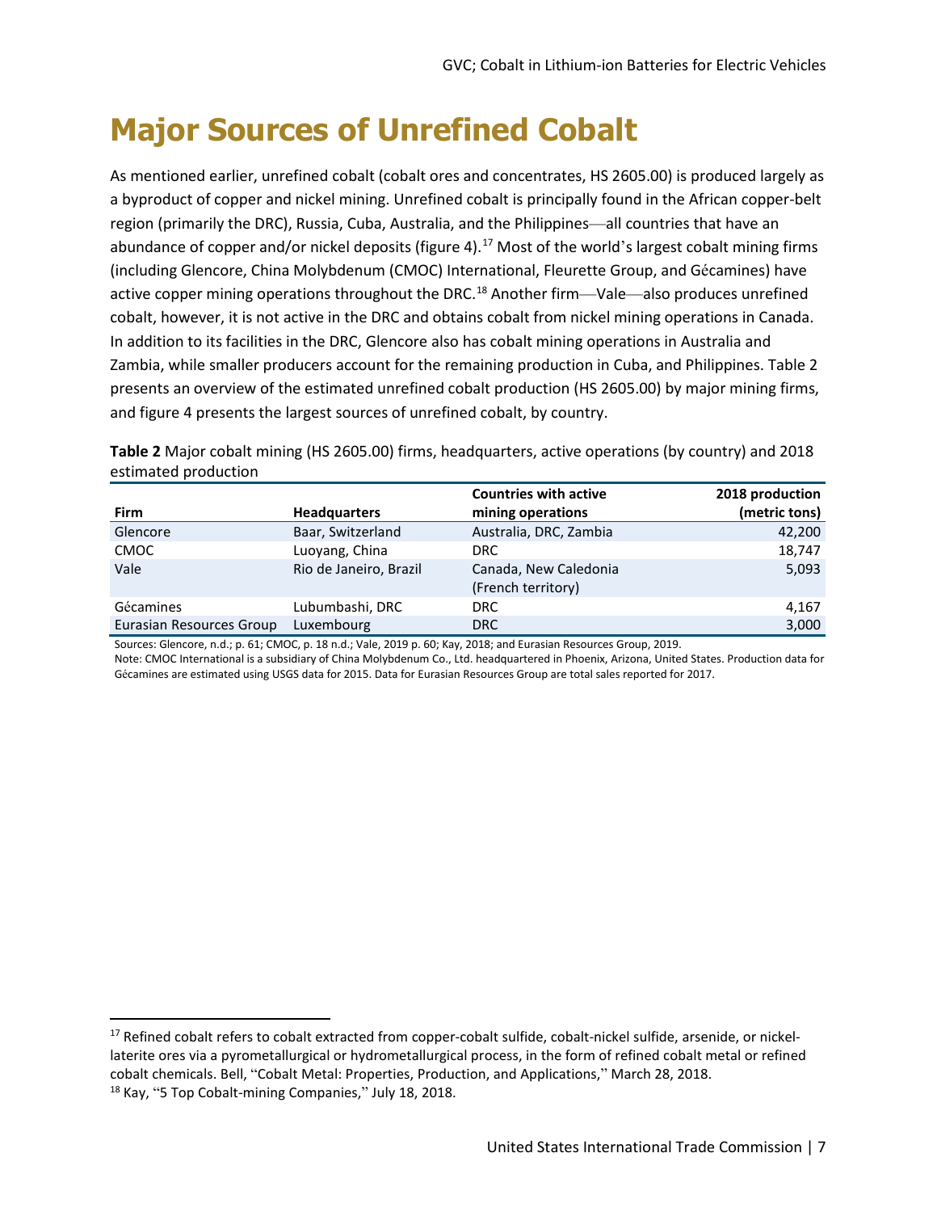# Major Sources of Unrefined Cobalt

As mentioned earlier, unrefined cobalt (cobalt ores and concentrates, HS 2605.00) is produced largely as a byproduct of copper and nickel mining. Unrefined cobalt is principally found in the African copper-belt region (primarily the DRC), Russia, Cuba, Australia, and the Philippines—all countries that have an abundance of copper and/or nickel deposits (figure 4).[17] Most of the world's largest cobalt mining firms (including Glencore, China Molybdenum (CMOC) International, Fleurette Group, and Gécamines) have active copper mining operations throughout the DRC.[18] Another firm—Vale—also produces unrefined cobalt, however, it is not active in the DRC and obtains cobalt from nickel mining operations in Canada. In addition to its facilities in the DRC, Glencore also has cobalt mining operations in Australia and Zambia, while smaller producers account for the remaining production in Cuba, and Philippines. Table 2 presents an overview of the estimated unrefined cobalt production (HS 2605.00) by major mining firms, and figure 4 presents the largest sources of unrefined cobalt, by country.

**Table 2** Major cobalt mining (HS 2605.00) firms, headquarters, active operations (by country) and 2018 estimated production

| Firm | Headquarters | Countries with active mining operations | 2018 production (metric tons) |
|---|---|---|---|
| Glencore | Baar, Switzerland | Australia, DRC, Zambia | 42,200 |
| CMOC | Luoyang, China | DRC | 18,747 |
| Vale | Rio de Janeiro, Brazil | Canada, New Caledonia (French territory) | 5,093 |
| Gécamines | Lubumbashi, DRC | DRC | 4,167 |
| Eurasian Resources Group | Luxembourg | DRC | 3,000 |

Sources: Glencore, n.d.; p. 61; CMOC, p. 18 n.d.; Vale, 2019 p. 60; Kay, 2018; and Eurasian Resources Group, 2019.

Note: CMOC International is a subsidiary of China Molybdenum Co., Ltd. headquartered in Phoenix, Arizona, United States. Production data for Gécamines are estimated using USGS data for 2015. Data for Eurasian Resources Group are total sales reported for 2017.

---

[17] Refined cobalt refers to cobalt extracted from copper-cobalt sulfide, cobalt-nickel sulfide, arsenide, or nickel-laterite ores via a pyrometallurgical or hydrometallurgical process, in the form of refined cobalt metal or refined cobalt chemicals. Bell, "Cobalt Metal: Properties, Production, and Applications," March 28, 2018.

[18] Kay, "5 Top Cobalt-mining Companies," July 18, 2018.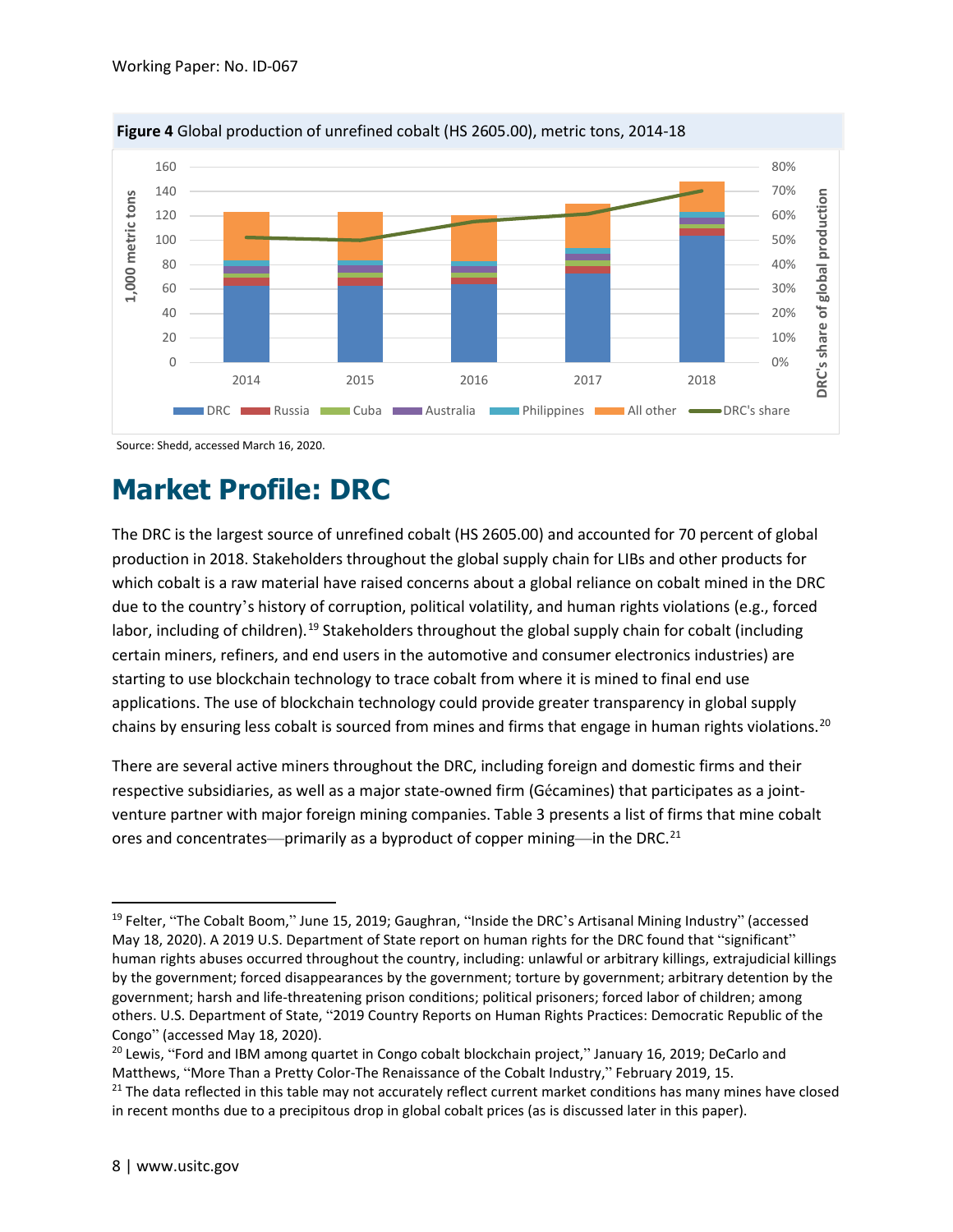**Figure 4** Global production of unrefined cobalt (HS 2605.00), metric tons, 2014-18

Source: Shedd, accessed March 16, 2020.

# Market Profile: DRC

The DRC is the largest source of unrefined cobalt (HS 2605.00) and accounted for 70 percent of global production in 2018. Stakeholders throughout the global supply chain for LIBs and other products for which cobalt is a raw material have raised concerns about a global reliance on cobalt mined in the DRC due to the country's history of corruption, political volatility, and human rights violations (e.g., forced labor, including of children).[19] Stakeholders throughout the global supply chain for cobalt (including certain miners, refiners, and end users in the automotive and consumer electronics industries) are starting to use blockchain technology to trace cobalt from where it is mined to final end use applications. The use of blockchain technology could provide greater transparency in global supply chains by ensuring less cobalt is sourced from mines and firms that engage in human rights violations.[20]

There are several active miners throughout the DRC, including foreign and domestic firms and their respective subsidiaries, as well as a major state-owned firm (Gécamines) that participates as a joint-venture partner with major foreign mining companies. Table 3 presents a list of firms that mine cobalt ores and concentrates—primarily as a byproduct of copper mining—in the DRC.[21]

---

[19] Felter, "The Cobalt Boom," June 15, 2019; Gaughran, "Inside the DRC's Artisanal Mining Industry" (accessed May 18, 2020). A 2019 U.S. Department of State report on human rights for the DRC found that "significant" human rights abuses occurred throughout the country, including: unlawful or arbitrary killings, extrajudicial killings by the government; forced disappearances by the government; torture by government; arbitrary detention by the government; harsh and life-threatening prison conditions; political prisoners; forced labor of children; among others. U.S. Department of State, "2019 Country Reports on Human Rights Practices: Democratic Republic of the Congo" (accessed May 18, 2020).

[20] Lewis, "Ford and IBM among quartet in Congo cobalt blockchain project," January 16, 2019; DeCarlo and Matthews, "More Than a Pretty Color-The Renaissance of the Cobalt Industry," February 2019, 15.

[21] The data reflected in this table may not accurately reflect current market conditions has many mines have closed in recent months due to a precipitous drop in global cobalt prices (as is discussed later in this paper).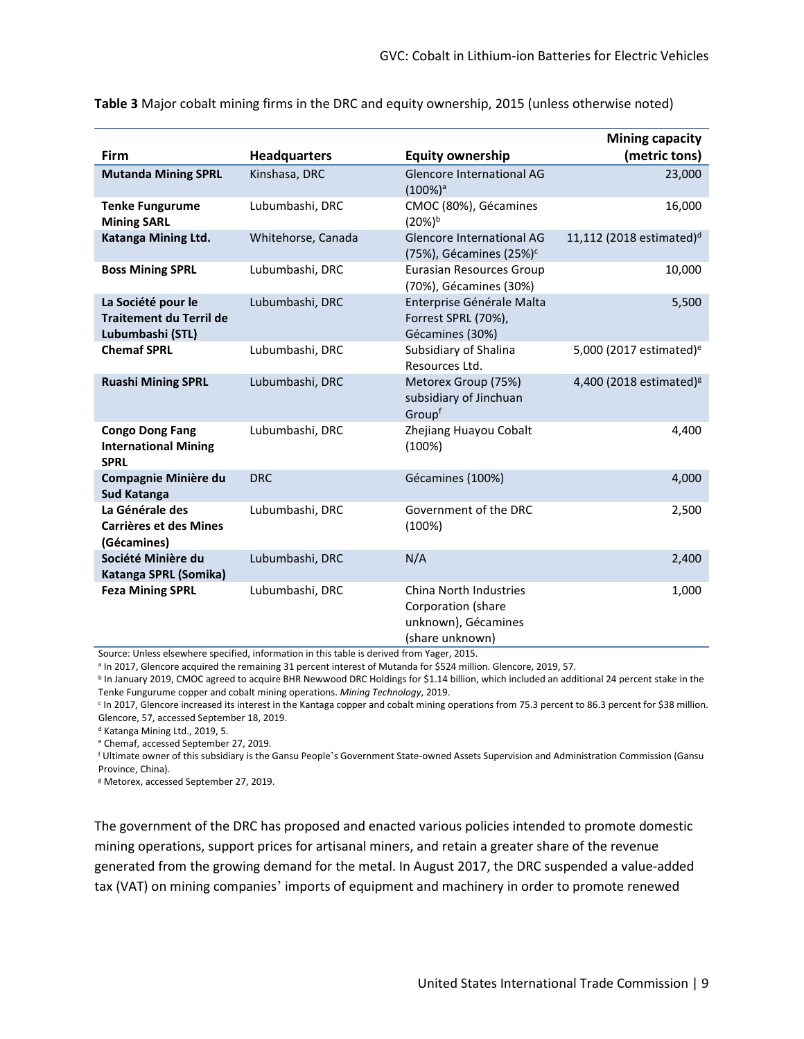**Table 3** Major cobalt mining firms in the DRC and equity ownership, 2015 (unless otherwise noted)

| Firm | Headquarters | Equity ownership | Mining capacity (metric tons) |
|---|---|---|---|
| **Mutanda Mining SPRL** | Kinshasa, DRC | Glencore International AG (100%)[a] | 23,000 |
| **Tenke Fungurume Mining SARL** | Lubumbashi, DRC | CMOC (80%), Gécamines (20%)[b] | 16,000 |
| **Katanga Mining Ltd.** | Whitehorse, Canada | Glencore International AG (75%), Gécamines (25%)[c] | 11,112 (2018 estimated)[d] |
| **Boss Mining SPRL** | Lubumbashi, DRC | Eurasian Resources Group (70%), Gécamines (30%) | 10,000 |
| **La Société pour le Traitement du Terril de Lubumbashi (STL)** | Lubumbashi, DRC | Enterprise Générale Malta Forrest SPRL (70%), Gécamines (30%) | 5,500 |
| **Chemaf SPRL** | Lubumbashi, DRC | Subsidiary of Shalina Resources Ltd. | 5,000 (2017 estimated)[e] |
| **Ruashi Mining SPRL** | Lubumbashi, DRC | Metorex Group (75%) subsidiary of Jinchuan Group[f] | 4,400 (2018 estimated)[g] |
| **Congo Dong Fang International Mining SPRL** | Lubumbashi, DRC | Zhejiang Huayou Cobalt (100%) | 4,400 |
| **Compagnie Minière du Sud Katanga** | DRC | Gécamines (100%) | 4,000 |
| **La Générale des Carrières et des Mines (Gécamines)** | Lubumbashi, DRC | Government of the DRC (100%) | 2,500 |
| **Société Minière du Katanga SPRL (Somika)** | Lubumbashi, DRC | N/A | 2,400 |
| **Feza Mining SPRL** | Lubumbashi, DRC | China North Industries Corporation (share unknown), Gécamines (share unknown) | 1,000 |

Source: Unless elsewhere specified, information in this table is derived from Yager, 2015.

[a] In 2017, Glencore acquired the remaining 31 percent interest of Mutanda for $524 million. Glencore, 2019, 57.

[b] In January 2019, CMOC agreed to acquire BHR Newwood DRC Holdings for $1.14 billion, which included an additional 24 percent stake in the Tenke Fungurume copper and cobalt mining operations. *Mining Technology*, 2019.

[c] In 2017, Glencore increased its interest in the Kantaga copper and cobalt mining operations from 75.3 percent to 86.3 percent for $38 million. Glencore, 57, accessed September 18, 2019.

[d] Katanga Mining Ltd., 2019, 5.

[e] Chemaf, accessed September 27, 2019.

[f] Ultimate owner of this subsidiary is the Gansu People's Government State-owned Assets Supervision and Administration Commission (Gansu Province, China).

[g] Metorex, accessed September 27, 2019.

The government of the DRC has proposed and enacted various policies intended to promote domestic mining operations, support prices for artisanal miners, and retain a greater share of the revenue generated from the growing demand for the metal. In August 2017, the DRC suspended a value-added tax (VAT) on mining companies' imports of equipment and machinery in order to promote renewed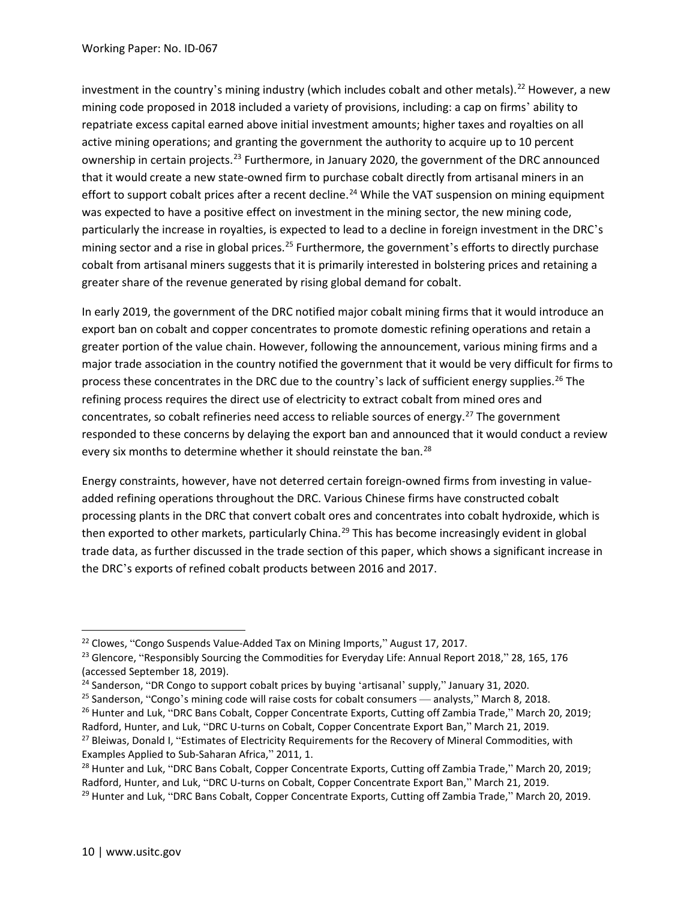investment in the country's mining industry (which includes cobalt and other metals).[22] However, a new mining code proposed in 2018 included a variety of provisions, including: a cap on firms' ability to repatriate excess capital earned above initial investment amounts; higher taxes and royalties on all active mining operations; and granting the government the authority to acquire up to 10 percent ownership in certain projects.[23] Furthermore, in January 2020, the government of the DRC announced that it would create a new state-owned firm to purchase cobalt directly from artisanal miners in an effort to support cobalt prices after a recent decline.[24] While the VAT suspension on mining equipment was expected to have a positive effect on investment in the mining sector, the new mining code, particularly the increase in royalties, is expected to lead to a decline in foreign investment in the DRC's mining sector and a rise in global prices.[25] Furthermore, the government's efforts to directly purchase cobalt from artisanal miners suggests that it is primarily interested in bolstering prices and retaining a greater share of the revenue generated by rising global demand for cobalt.

In early 2019, the government of the DRC notified major cobalt mining firms that it would introduce an export ban on cobalt and copper concentrates to promote domestic refining operations and retain a greater portion of the value chain. However, following the announcement, various mining firms and a major trade association in the country notified the government that it would be very difficult for firms to process these concentrates in the DRC due to the country's lack of sufficient energy supplies.[26] The refining process requires the direct use of electricity to extract cobalt from mined ores and concentrates, so cobalt refineries need access to reliable sources of energy.[27] The government responded to these concerns by delaying the export ban and announced that it would conduct a review every six months to determine whether it should reinstate the ban.[28]

Energy constraints, however, have not deterred certain foreign-owned firms from investing in value-added refining operations throughout the DRC. Various Chinese firms have constructed cobalt processing plants in the DRC that convert cobalt ores and concentrates into cobalt hydroxide, which is then exported to other markets, particularly China.[29] This has become increasingly evident in global trade data, as further discussed in the trade section of this paper, which shows a significant increase in the DRC's exports of refined cobalt products between 2016 and 2017.

---

[22] Clowes, "Congo Suspends Value-Added Tax on Mining Imports," August 17, 2017.

[23] Glencore, "Responsibly Sourcing the Commodities for Everyday Life: Annual Report 2018," 28, 165, 176 (accessed September 18, 2019).

[24] Sanderson, "DR Congo to support cobalt prices by buying 'artisanal' supply," January 31, 2020.

[25] Sanderson, "Congo's mining code will raise costs for cobalt consumers — analysts," March 8, 2018.

[26] Hunter and Luk, "DRC Bans Cobalt, Copper Concentrate Exports, Cutting off Zambia Trade," March 20, 2019; Radford, Hunter, and Luk, "DRC U-turns on Cobalt, Copper Concentrate Export Ban," March 21, 2019.

[27] Bleiwas, Donald I, "Estimates of Electricity Requirements for the Recovery of Mineral Commodities, with Examples Applied to Sub-Saharan Africa," 2011, 1.

[28] Hunter and Luk, "DRC Bans Cobalt, Copper Concentrate Exports, Cutting off Zambia Trade," March 20, 2019; Radford, Hunter, and Luk, "DRC U-turns on Cobalt, Copper Concentrate Export Ban," March 21, 2019.

[29] Hunter and Luk, "DRC Bans Cobalt, Copper Concentrate Exports, Cutting off Zambia Trade," March 20, 2019.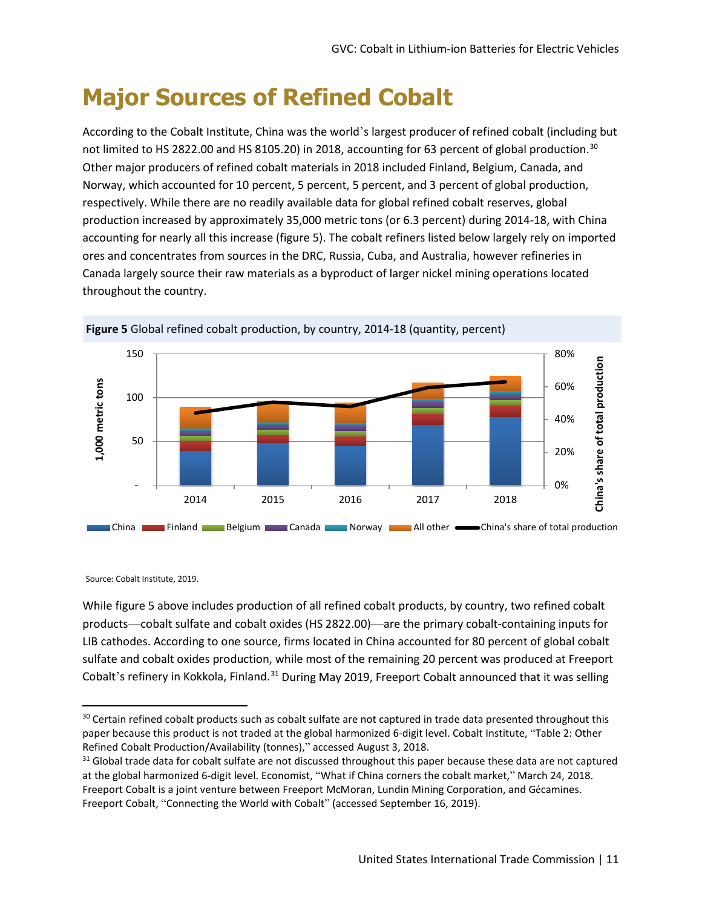# Major Sources of Refined Cobalt

According to the Cobalt Institute, China was the world's largest producer of refined cobalt (including but not limited to HS 2822.00 and HS 8105.20) in 2018, accounting for 63 percent of global production.[30] Other major producers of refined cobalt materials in 2018 included Finland, Belgium, Canada, and Norway, which accounted for 10 percent, 5 percent, 5 percent, and 3 percent of global production, respectively. While there are no readily available data for global refined cobalt reserves, global production increased by approximately 35,000 metric tons (or 6.3 percent) during 2014-18, with China accounting for nearly all this increase (figure 5). The cobalt refiners listed below largely rely on imported ores and concentrates from sources in the DRC, Russia, Cuba, and Australia, however refineries in Canada largely source their raw materials as a byproduct of larger nickel mining operations located throughout the country.

**Figure 5** Global refined cobalt production, by country, 2014-18 (quantity, percent)

Source: Cobalt Institute, 2019.

While figure 5 above includes production of all refined cobalt products, by country, two refined cobalt products—cobalt sulfate and cobalt oxides (HS 2822.00)—are the primary cobalt-containing inputs for LIB cathodes. According to one source, firms located in China accounted for 80 percent of global cobalt sulfate and cobalt oxides production, while most of the remaining 20 percent was produced at Freeport Cobalt's refinery in Kokkola, Finland.[31] During May 2019, Freeport Cobalt announced that it was selling

---

[30] Certain refined cobalt products such as cobalt sulfate are not captured in trade data presented throughout this paper because this product is not traded at the global harmonized 6-digit level. Cobalt Institute, "Table 2: Other Refined Cobalt Production/Availability (tonnes)," accessed August 3, 2018.

[31] Global trade data for cobalt sulfate are not discussed throughout this paper because these data are not captured at the global harmonized 6-digit level. Economist, "What if China corners the cobalt market," March 24, 2018. Freeport Cobalt is a joint venture between Freeport McMoran, Lundin Mining Corporation, and Gécamines. Freeport Cobalt, "Connecting the World with Cobalt" (accessed September 16, 2019).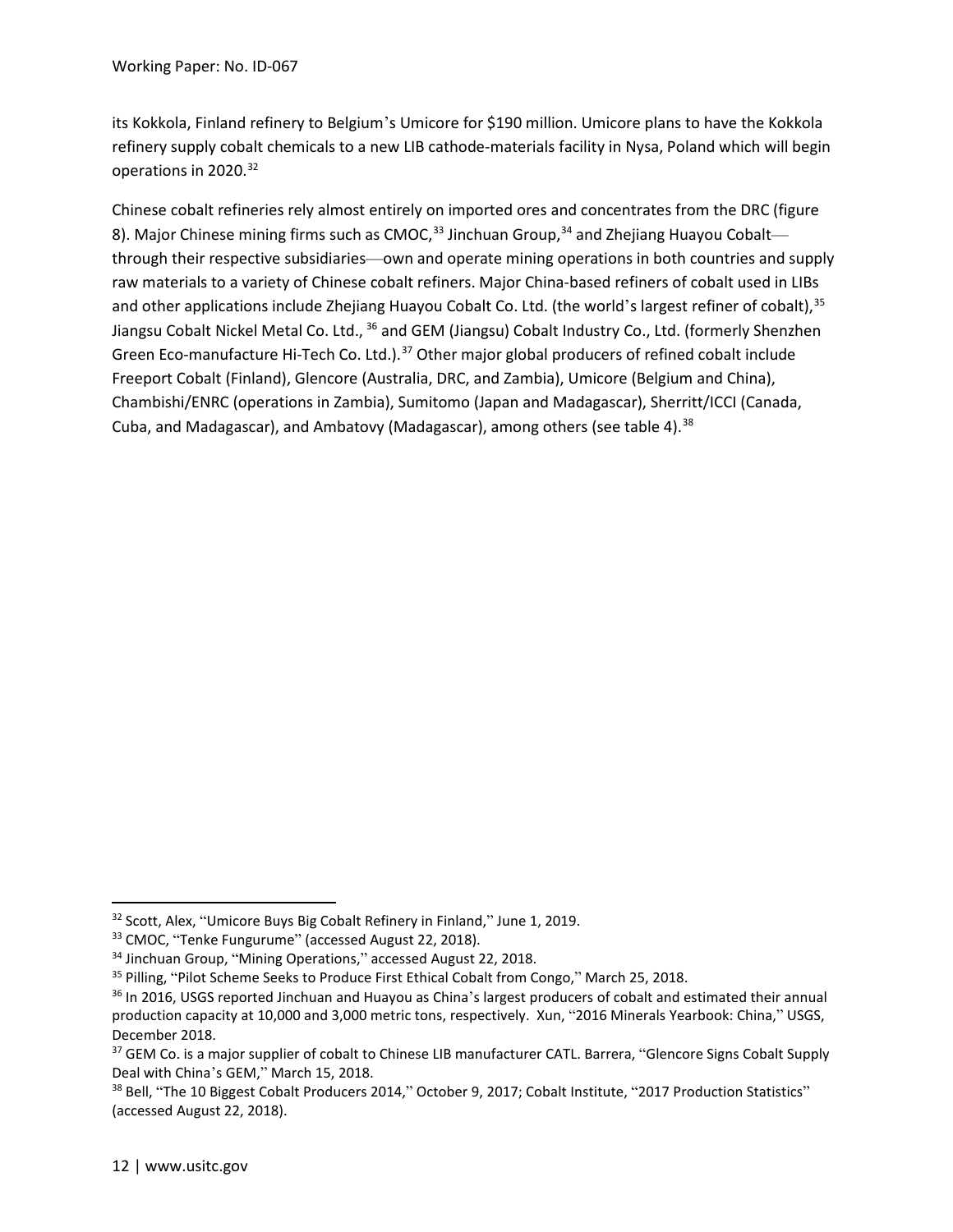its Kokkola, Finland refinery to Belgium's Umicore for $190 million. Umicore plans to have the Kokkola refinery supply cobalt chemicals to a new LIB cathode-materials facility in Nysa, Poland which will begin operations in 2020.[32]

Chinese cobalt refineries rely almost entirely on imported ores and concentrates from the DRC (figure 8). Major Chinese mining firms such as CMOC,[33] Jinchuan Group,[34] and Zhejiang Huayou Cobalt—through their respective subsidiaries—own and operate mining operations in both countries and supply raw materials to a variety of Chinese cobalt refiners. Major China-based refiners of cobalt used in LIBs and other applications include Zhejiang Huayou Cobalt Co. Ltd. (the world's largest refiner of cobalt),[35] Jiangsu Cobalt Nickel Metal Co. Ltd., [36] and GEM (Jiangsu) Cobalt Industry Co., Ltd. (formerly Shenzhen Green Eco-manufacture Hi-Tech Co. Ltd.).[37] Other major global producers of refined cobalt include Freeport Cobalt (Finland), Glencore (Australia, DRC, and Zambia), Umicore (Belgium and China), Chambishi/ENRC (operations in Zambia), Sumitomo (Japan and Madagascar), Sherritt/ICCI (Canada, Cuba, and Madagascar), and Ambatovy (Madagascar), among others (see table 4).[38]

---

[32] Scott, Alex, "Umicore Buys Big Cobalt Refinery in Finland," June 1, 2019.

[33] CMOC, "Tenke Fungurume" (accessed August 22, 2018).

[34] Jinchuan Group, "Mining Operations," accessed August 22, 2018.

[35] Pilling, "Pilot Scheme Seeks to Produce First Ethical Cobalt from Congo," March 25, 2018.

[36] In 2016, USGS reported Jinchuan and Huayou as China's largest producers of cobalt and estimated their annual production capacity at 10,000 and 3,000 metric tons, respectively. Xun, "2016 Minerals Yearbook: China," USGS, December 2018.

[37] GEM Co. is a major supplier of cobalt to Chinese LIB manufacturer CATL. Barrera, "Glencore Signs Cobalt Supply Deal with China's GEM," March 15, 2018.

[38] Bell, "The 10 Biggest Cobalt Producers 2014," October 9, 2017; Cobalt Institute, "2017 Production Statistics" (accessed August 22, 2018).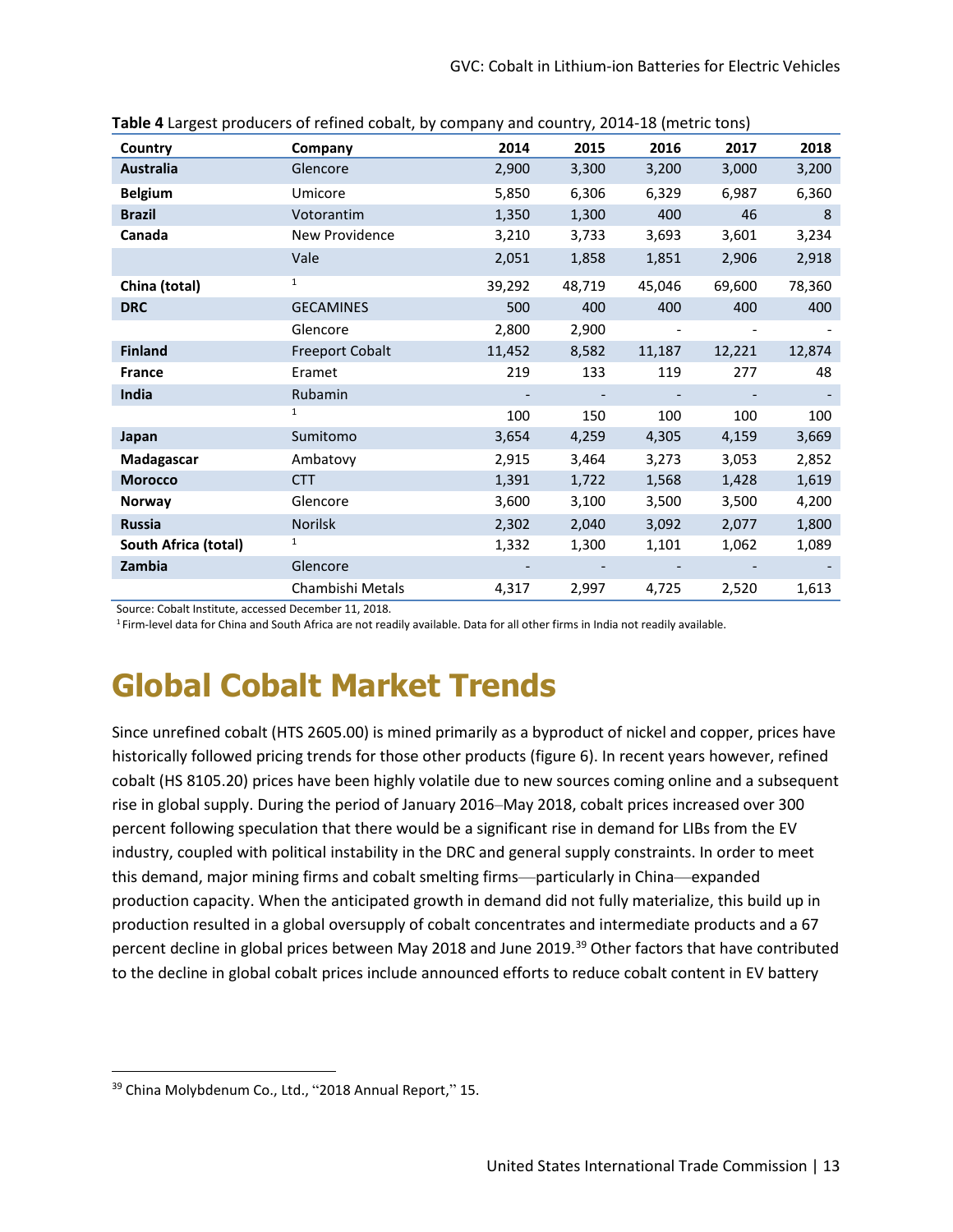**Table 4** Largest producers of refined cobalt, by company and country, 2014-18 (metric tons)

| Country | Company | 2014 | 2015 | 2016 | 2017 | 2018 |
|---|---|---|---|---|---|---|
| **Australia** | Glencore | 2,900 | 3,300 | 3,200 | 3,000 | 3,200 |
| **Belgium** | Umicore | 5,850 | 6,306 | 6,329 | 6,987 | 6,360 |
| **Brazil** | Votorantim | 1,350 | 1,300 | 400 | 46 | 8 |
| **Canada** | New Providence | 3,210 | 3,733 | 3,693 | 3,601 | 3,234 |
| | Vale | 2,051 | 1,858 | 1,851 | 2,906 | 2,918 |
| **China (total)** | [1] | 39,292 | 48,719 | 45,046 | 69,600 | 78,360 |
| **DRC** | GECAMINES | 500 | 400 | 400 | 400 | 400 |
| | Glencore | 2,800 | 2,900 | - | - | - |
| **Finland** | Freeport Cobalt | 11,452 | 8,582 | 11,187 | 12,221 | 12,874 |
| **France** | Eramet | 219 | 133 | 119 | 277 | 48 |
| **India** | Rubamin | - | - | - | - | - |
| | [1] | 100 | 150 | 100 | 100 | 100 |
| **Japan** | Sumitomo | 3,654 | 4,259 | 4,305 | 4,159 | 3,669 |
| **Madagascar** | Ambatovy | 2,915 | 3,464 | 3,273 | 3,053 | 2,852 |
| **Morocco** | CTT | 1,391 | 1,722 | 1,568 | 1,428 | 1,619 |
| **Norway** | Glencore | 3,600 | 3,100 | 3,500 | 3,500 | 4,200 |
| **Russia** | Norilsk | 2,302 | 2,040 | 3,092 | 2,077 | 1,800 |
| **South Africa (total)** | [1] | 1,332 | 1,300 | 1,101 | 1,062 | 1,089 |
| **Zambia** | Glencore | - | - | - | - | - |
| | Chambishi Metals | 4,317 | 2,997 | 4,725 | 2,520 | 1,613 |

Source: Cobalt Institute, accessed December 11, 2018.

[1] Firm-level data for China and South Africa are not readily available. Data for all other firms in India not readily available.

# Global Cobalt Market Trends

Since unrefined cobalt (HTS 2605.00) is mined primarily as a byproduct of nickel and copper, prices have historically followed pricing trends for those other products (figure 6). In recent years however, refined cobalt (HS 8105.20) prices have been highly volatile due to new sources coming online and a subsequent rise in global supply. During the period of January 2016–May 2018, cobalt prices increased over 300 percent following speculation that there would be a significant rise in demand for LIBs from the EV industry, coupled with political instability in the DRC and general supply constraints. In order to meet this demand, major mining firms and cobalt smelting firms—particularly in China—expanded production capacity. When the anticipated growth in demand did not fully materialize, this build up in production resulted in a global oversupply of cobalt concentrates and intermediate products and a 67 percent decline in global prices between May 2018 and June 2019.[39] Other factors that have contributed to the decline in global cobalt prices include announced efforts to reduce cobalt content in EV battery

[39] China Molybdenum Co., Ltd., "2018 Annual Report," 15.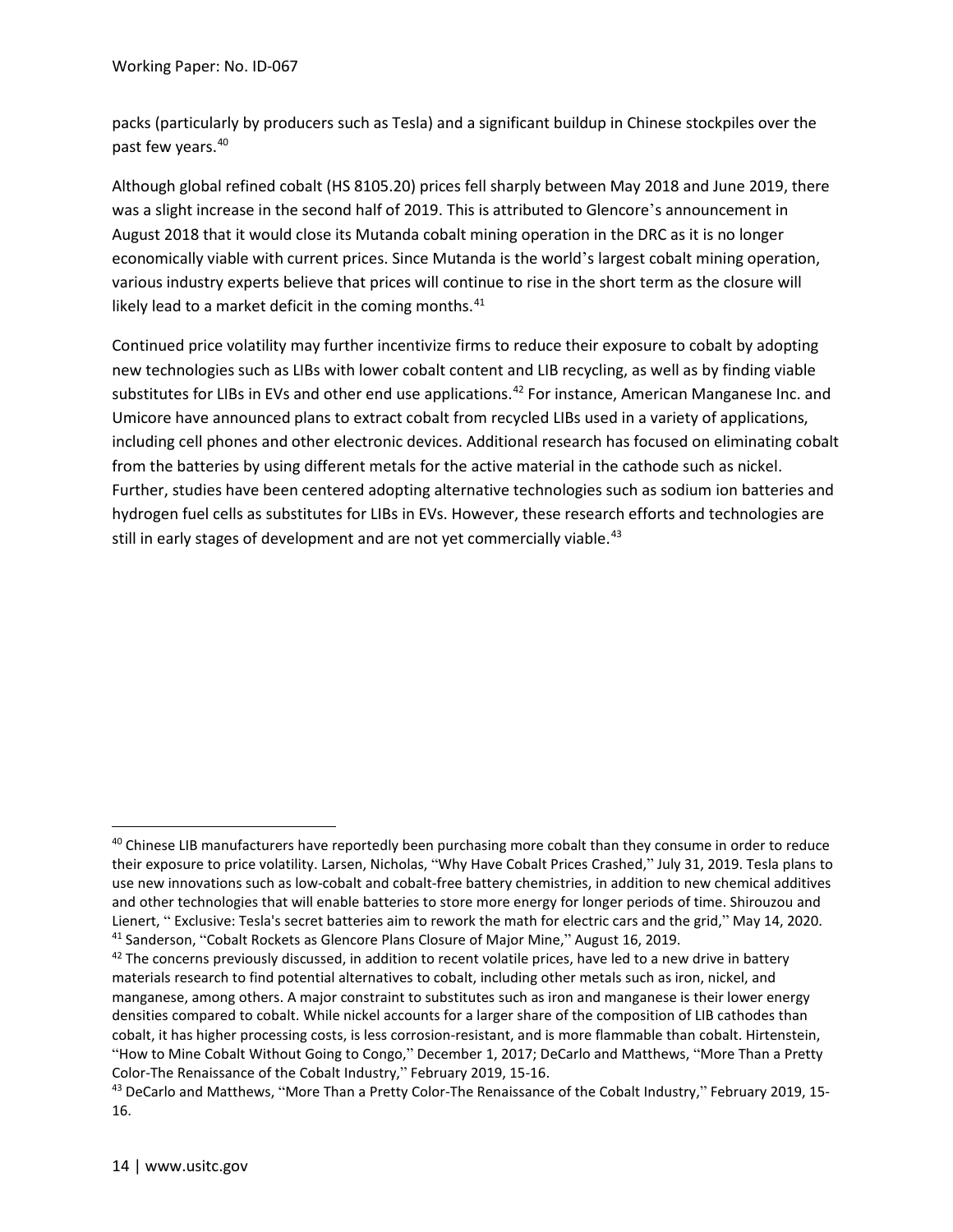packs (particularly by producers such as Tesla) and a significant buildup in Chinese stockpiles over the past few years.[40]

Although global refined cobalt (HS 8105.20) prices fell sharply between May 2018 and June 2019, there was a slight increase in the second half of 2019. This is attributed to Glencore's announcement in August 2018 that it would close its Mutanda cobalt mining operation in the DRC as it is no longer economically viable with current prices. Since Mutanda is the world's largest cobalt mining operation, various industry experts believe that prices will continue to rise in the short term as the closure will likely lead to a market deficit in the coming months.[41]

Continued price volatility may further incentivize firms to reduce their exposure to cobalt by adopting new technologies such as LIBs with lower cobalt content and LIB recycling, as well as by finding viable substitutes for LIBs in EVs and other end use applications.[42] For instance, American Manganese Inc. and Umicore have announced plans to extract cobalt from recycled LIBs used in a variety of applications, including cell phones and other electronic devices. Additional research has focused on eliminating cobalt from the batteries by using different metals for the active material in the cathode such as nickel. Further, studies have been centered adopting alternative technologies such as sodium ion batteries and hydrogen fuel cells as substitutes for LIBs in EVs. However, these research efforts and technologies are still in early stages of development and are not yet commercially viable.[43]

---

[40] Chinese LIB manufacturers have reportedly been purchasing more cobalt than they consume in order to reduce their exposure to price volatility. Larsen, Nicholas, "Why Have Cobalt Prices Crashed," July 31, 2019. Tesla plans to use new innovations such as low-cobalt and cobalt-free battery chemistries, in addition to new chemical additives and other technologies that will enable batteries to store more energy for longer periods of time. Shirouzou and Lienert, " Exclusive: Tesla's secret batteries aim to rework the math for electric cars and the grid," May 14, 2020.

[41] Sanderson, "Cobalt Rockets as Glencore Plans Closure of Major Mine," August 16, 2019.

[42] The concerns previously discussed, in addition to recent volatile prices, have led to a new drive in battery materials research to find potential alternatives to cobalt, including other metals such as iron, nickel, and manganese, among others. A major constraint to substitutes such as iron and manganese is their lower energy densities compared to cobalt. While nickel accounts for a larger share of the composition of LIB cathodes than cobalt, it has higher processing costs, is less corrosion-resistant, and is more flammable than cobalt. Hirtenstein, "How to Mine Cobalt Without Going to Congo," December 1, 2017; DeCarlo and Matthews, "More Than a Pretty Color-The Renaissance of the Cobalt Industry," February 2019, 15-16.

[43] DeCarlo and Matthews, "More Than a Pretty Color-The Renaissance of the Cobalt Industry," February 2019, 15-16.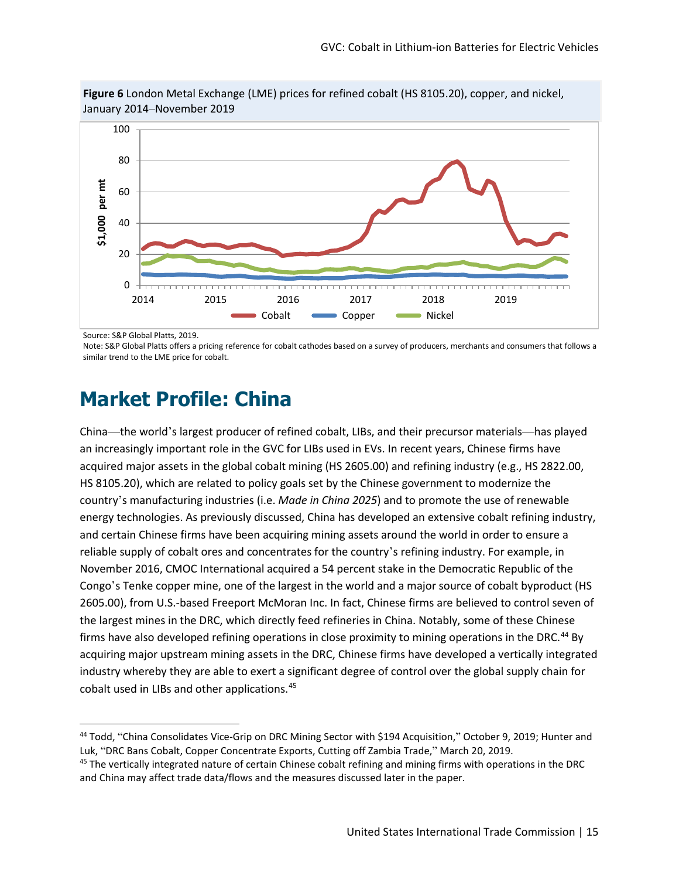**Figure 6** London Metal Exchange (LME) prices for refined cobalt (HS 8105.20), copper, and nickel, January 2014–November 2019

Source: S&P Global Platts, 2019.

Note: S&P Global Platts offers a pricing reference for cobalt cathodes based on a survey of producers, merchants and consumers that follows a similar trend to the LME price for cobalt.

# Market Profile: China

China—the world's largest producer of refined cobalt, LIBs, and their precursor materials—has played an increasingly important role in the GVC for LIBs used in EVs. In recent years, Chinese firms have acquired major assets in the global cobalt mining (HS 2605.00) and refining industry (e.g., HS 2822.00, HS 8105.20), which are related to policy goals set by the Chinese government to modernize the country's manufacturing industries (i.e. *Made in China 2025*) and to promote the use of renewable energy technologies. As previously discussed, China has developed an extensive cobalt refining industry, and certain Chinese firms have been acquiring mining assets around the world in order to ensure a reliable supply of cobalt ores and concentrates for the country's refining industry. For example, in November 2016, CMOC International acquired a 54 percent stake in the Democratic Republic of the Congo's Tenke copper mine, one of the largest in the world and a major source of cobalt byproduct (HS 2605.00), from U.S.-based Freeport McMoran Inc. In fact, Chinese firms are believed to control seven of the largest mines in the DRC, which directly feed refineries in China. Notably, some of these Chinese firms have also developed refining operations in close proximity to mining operations in the DRC.[44] By acquiring major upstream mining assets in the DRC, Chinese firms have developed a vertically integrated industry whereby they are able to exert a significant degree of control over the global supply chain for cobalt used in LIBs and other applications.[45]

---

[44] Todd, "China Consolidates Vice-Grip on DRC Mining Sector with $194 Acquisition," October 9, 2019; Hunter and Luk, "DRC Bans Cobalt, Copper Concentrate Exports, Cutting off Zambia Trade," March 20, 2019.

[45] The vertically integrated nature of certain Chinese cobalt refining and mining firms with operations in the DRC and China may affect trade data/flows and the measures discussed later in the paper.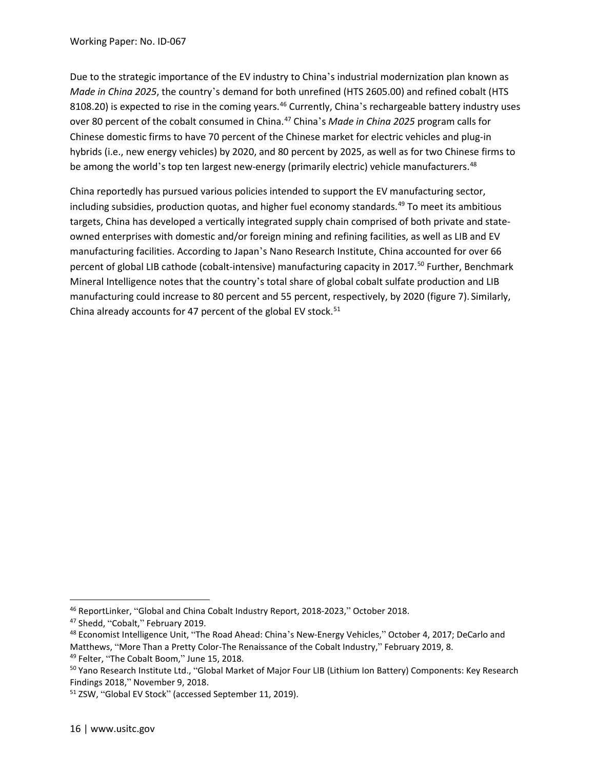Due to the strategic importance of the EV industry to China's industrial modernization plan known as *Made in China 2025*, the country's demand for both unrefined (HTS 2605.00) and refined cobalt (HTS 8108.20) is expected to rise in the coming years.[46] Currently, China's rechargeable battery industry uses over 80 percent of the cobalt consumed in China.[47] China's *Made in China 2025* program calls for Chinese domestic firms to have 70 percent of the Chinese market for electric vehicles and plug-in hybrids (i.e., new energy vehicles) by 2020, and 80 percent by 2025, as well as for two Chinese firms to be among the world's top ten largest new-energy (primarily electric) vehicle manufacturers.[48]

China reportedly has pursued various policies intended to support the EV manufacturing sector, including subsidies, production quotas, and higher fuel economy standards.[49] To meet its ambitious targets, China has developed a vertically integrated supply chain comprised of both private and state-owned enterprises with domestic and/or foreign mining and refining facilities, as well as LIB and EV manufacturing facilities. According to Japan's Nano Research Institute, China accounted for over 66 percent of global LIB cathode (cobalt-intensive) manufacturing capacity in 2017.[50] Further, Benchmark Mineral Intelligence notes that the country's total share of global cobalt sulfate production and LIB manufacturing could increase to 80 percent and 55 percent, respectively, by 2020 (figure 7). Similarly, China already accounts for 47 percent of the global EV stock.[51]

---

[46] ReportLinker, "Global and China Cobalt Industry Report, 2018-2023," October 2018.

[47] Shedd, "Cobalt," February 2019.

[48] Economist Intelligence Unit, "The Road Ahead: China's New-Energy Vehicles," October 4, 2017; DeCarlo and Matthews, "More Than a Pretty Color-The Renaissance of the Cobalt Industry," February 2019, 8.

[49] Felter, "The Cobalt Boom," June 15, 2018.

[50] Yano Research Institute Ltd., "Global Market of Major Four LIB (Lithium Ion Battery) Components: Key Research Findings 2018," November 9, 2018.

[51] ZSW, "Global EV Stock" (accessed September 11, 2019).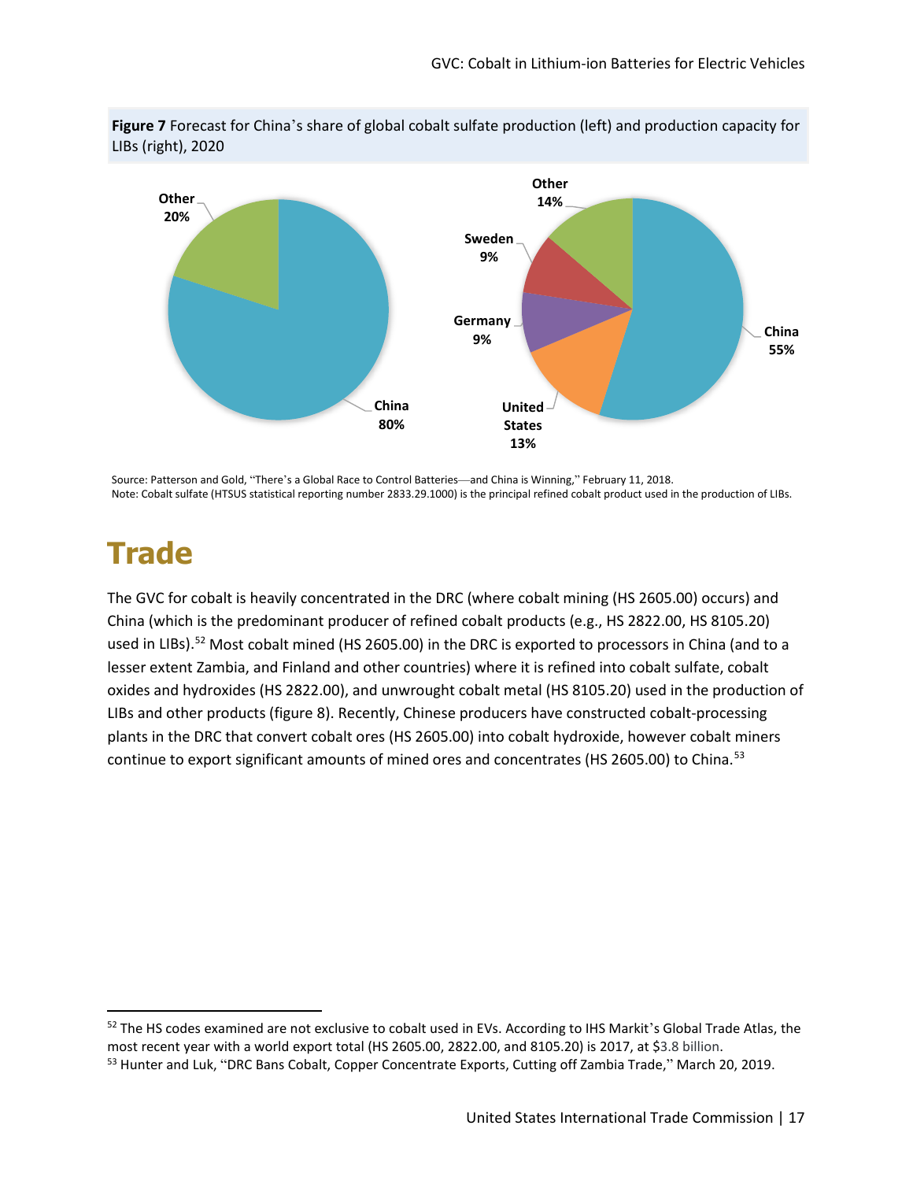**Figure 7** Forecast for China's share of global cobalt sulfate production (left) and production capacity for LIBs (right), 2020

Other 20%

China 80%

Other 14%

Sweden 9%

Germany 9%

United States 13%

China 55%

Source: Patterson and Gold, "There's a Global Race to Control Batteries—and China is Winning," February 11, 2018.
Note: Cobalt sulfate (HTSUS statistical reporting number 2833.29.1000) is the principal refined cobalt product used in the production of LIBs.

# Trade

The GVC for cobalt is heavily concentrated in the DRC (where cobalt mining (HS 2605.00) occurs) and China (which is the predominant producer of refined cobalt products (e.g., HS 2822.00, HS 8105.20) used in LIBs).[52] Most cobalt mined (HS 2605.00) in the DRC is exported to processors in China (and to a lesser extent Zambia, and Finland and other countries) where it is refined into cobalt sulfate, cobalt oxides and hydroxides (HS 2822.00), and unwrought cobalt metal (HS 8105.20) used in the production of LIBs and other products (figure 8). Recently, Chinese producers have constructed cobalt-processing plants in the DRC that convert cobalt ores (HS 2605.00) into cobalt hydroxide, however cobalt miners continue to export significant amounts of mined ores and concentrates (HS 2605.00) to China.[53]

---

[52] The HS codes examined are not exclusive to cobalt used in EVs. According to IHS Markit's Global Trade Atlas, the most recent year with a world export total (HS 2605.00, 2822.00, and 8105.20) is 2017, at $3.8 billion.

[53] Hunter and Luk, "DRC Bans Cobalt, Copper Concentrate Exports, Cutting off Zambia Trade," March 20, 2019.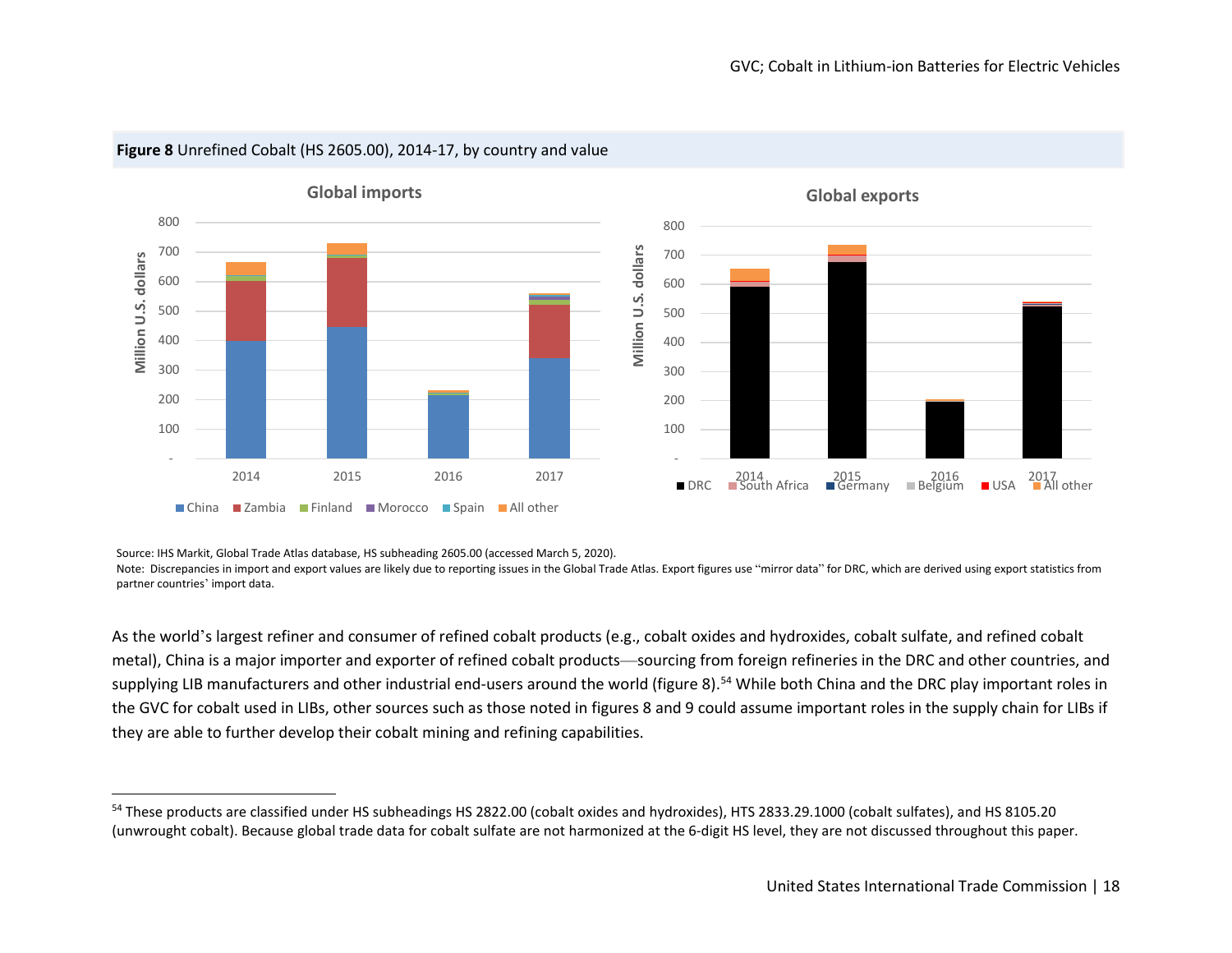**Figure 8** Unrefined Cobalt (HS 2605.00), 2014-17, by country and value

Source: IHS Markit, Global Trade Atlas database, HS subheading 2605.00 (accessed March 5, 2020).
Note: Discrepancies in import and export values are likely due to reporting issues in the Global Trade Atlas. Export figures use "mirror data" for DRC, which are derived using export statistics from partner countries' import data.

As the world's largest refiner and consumer of refined cobalt products (e.g., cobalt oxides and hydroxides, cobalt sulfate, and refined cobalt metal), China is a major importer and exporter of refined cobalt products—sourcing from foreign refineries in the DRC and other countries, and supplying LIB manufacturers and other industrial end-users around the world (figure 8).[54] While both China and the DRC play important roles in the GVC for cobalt used in LIBs, other sources such as those noted in figures 8 and 9 could assume important roles in the supply chain for LIBs if they are able to further develop their cobalt mining and refining capabilities.

[54] These products are classified under HS subheadings HS 2822.00 (cobalt oxides and hydroxides), HTS 2833.29.1000 (cobalt sulfates), and HS 8105.20 (unwrought cobalt). Because global trade data for cobalt sulfate are not harmonized at the 6-digit HS level, they are not discussed throughout this paper.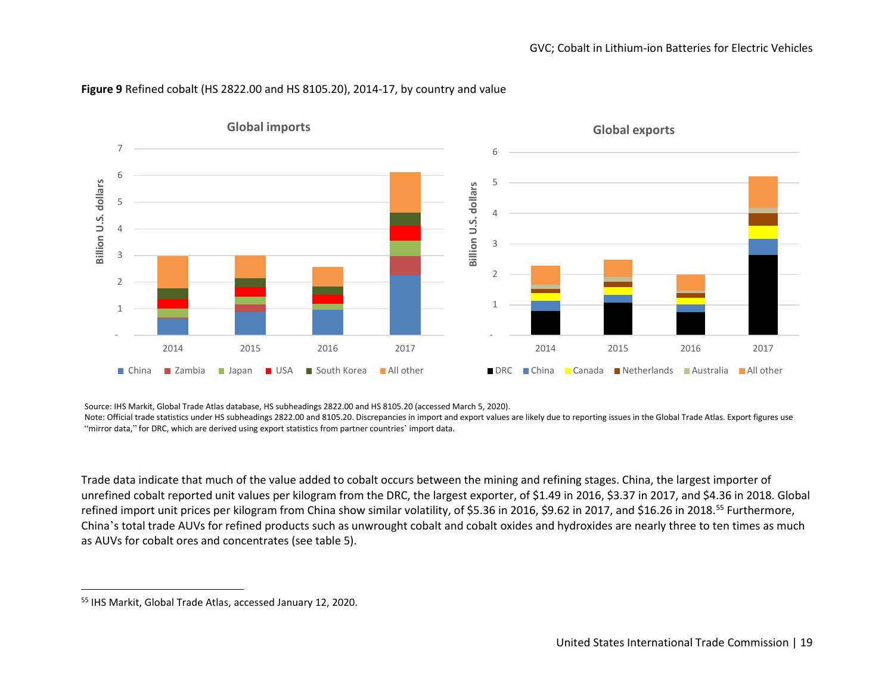**Figure 9** Refined cobalt (HS 2822.00 and HS 8105.20), 2014-17, by country and value

Source: IHS Markit, Global Trade Atlas database, HS subheadings 2822.00 and HS 8105.20 (accessed March 5, 2020).
Note: Official trade statistics under HS subheadings 2822.00 and 8105.20. Discrepancies in import and export values are likely due to reporting issues in the Global Trade Atlas. Export figures use "mirror data," for DRC, which are derived using export statistics from partner countries' import data.

Trade data indicate that much of the value added to cobalt occurs between the mining and refining stages. China, the largest importer of unrefined cobalt reported unit values per kilogram from the DRC, the largest exporter, of $1.49 in 2016, $3.37 in 2017, and $4.36 in 2018. Global refined import unit prices per kilogram from China show similar volatility, of $5.36 in 2016, $9.62 in 2017, and $16.26 in 2018.[55] Furthermore, China's total trade AUVs for refined products such as unwrought cobalt and cobalt oxides and hydroxides are nearly three to ten times as much as AUVs for cobalt ores and concentrates (see table 5).

[55] IHS Markit, Global Trade Atlas, accessed January 12, 2020.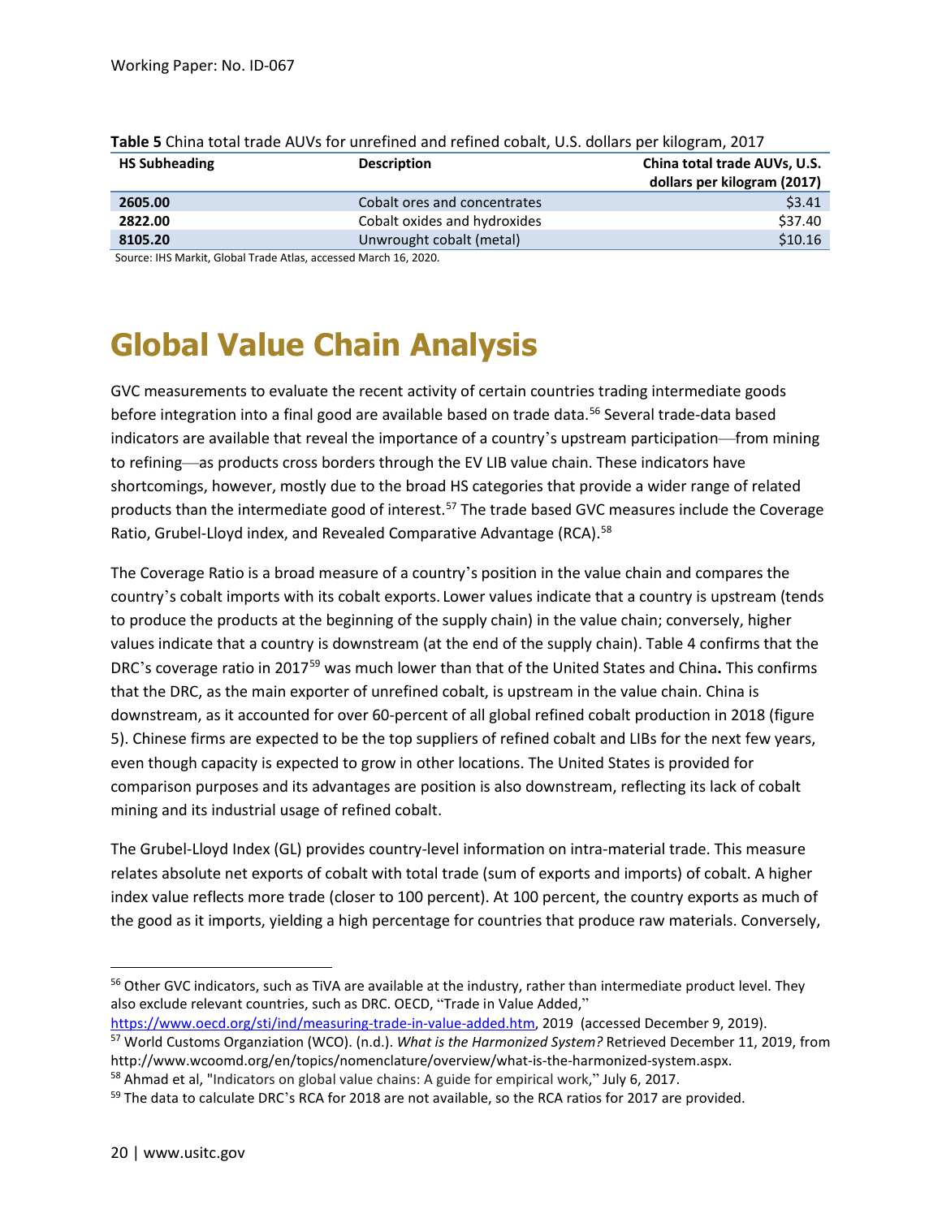**Table 5** China total trade AUVs for unrefined and refined cobalt, U.S. dollars per kilogram, 2017

| HS Subheading | Description | China total trade AUVs, U.S. dollars per kilogram (2017) |
|---|---|---|
| **2605.00** | Cobalt ores and concentrates | $3.41 |
| **2822.00** | Cobalt oxides and hydroxides | $37.40 |
| **8105.20** | Unwrought cobalt (metal) | $10.16 |

Source: IHS Markit, Global Trade Atlas, accessed March 16, 2020.

# Global Value Chain Analysis

GVC measurements to evaluate the recent activity of certain countries trading intermediate goods before integration into a final good are available based on trade data.[56] Several trade-data based indicators are available that reveal the importance of a country's upstream participation—from mining to refining—as products cross borders through the EV LIB value chain. These indicators have shortcomings, however, mostly due to the broad HS categories that provide a wider range of related products than the intermediate good of interest.[57] The trade based GVC measures include the Coverage Ratio, Grubel-Lloyd index, and Revealed Comparative Advantage (RCA).[58]

The Coverage Ratio is a broad measure of a country's position in the value chain and compares the country's cobalt imports with its cobalt exports. Lower values indicate that a country is upstream (tends to produce the products at the beginning of the supply chain) in the value chain; conversely, higher values indicate that a country is downstream (at the end of the supply chain). Table 4 confirms that the DRC's coverage ratio in 2017[59] was much lower than that of the United States and China**.** This confirms that the DRC, as the main exporter of unrefined cobalt, is upstream in the value chain. China is downstream, as it accounted for over 60-percent of all global refined cobalt production in 2018 (figure 5). Chinese firms are expected to be the top suppliers of refined cobalt and LIBs for the next few years, even though capacity is expected to grow in other locations. The United States is provided for comparison purposes and its advantages are position is also downstream, reflecting its lack of cobalt mining and its industrial usage of refined cobalt.

The Grubel-Lloyd Index (GL) provides country-level information on intra-material trade. This measure relates absolute net exports of cobalt with total trade (sum of exports and imports) of cobalt. A higher index value reflects more trade (closer to 100 percent). At 100 percent, the country exports as much of the good as it imports, yielding a high percentage for countries that produce raw materials. Conversely,

---

[56] Other GVC indicators, such as TiVA are available at the industry, rather than intermediate product level. They also exclude relevant countries, such as DRC. OECD, "Trade in Value Added," https://www.oecd.org/sti/ind/measuring-trade-in-value-added.htm, 2019 (accessed December 9, 2019).

[57] World Customs Organziation (WCO). (n.d.). *What is the Harmonized System?* Retrieved December 11, 2019, from http://www.wcoomd.org/en/topics/nomenclature/overview/what-is-the-harmonized-system.aspx.

[58] Ahmad et al, "Indicators on global value chains: A guide for empirical work," July 6, 2017.

[59] The data to calculate DRC's RCA for 2018 are not available, so the RCA ratios for 2017 are provided.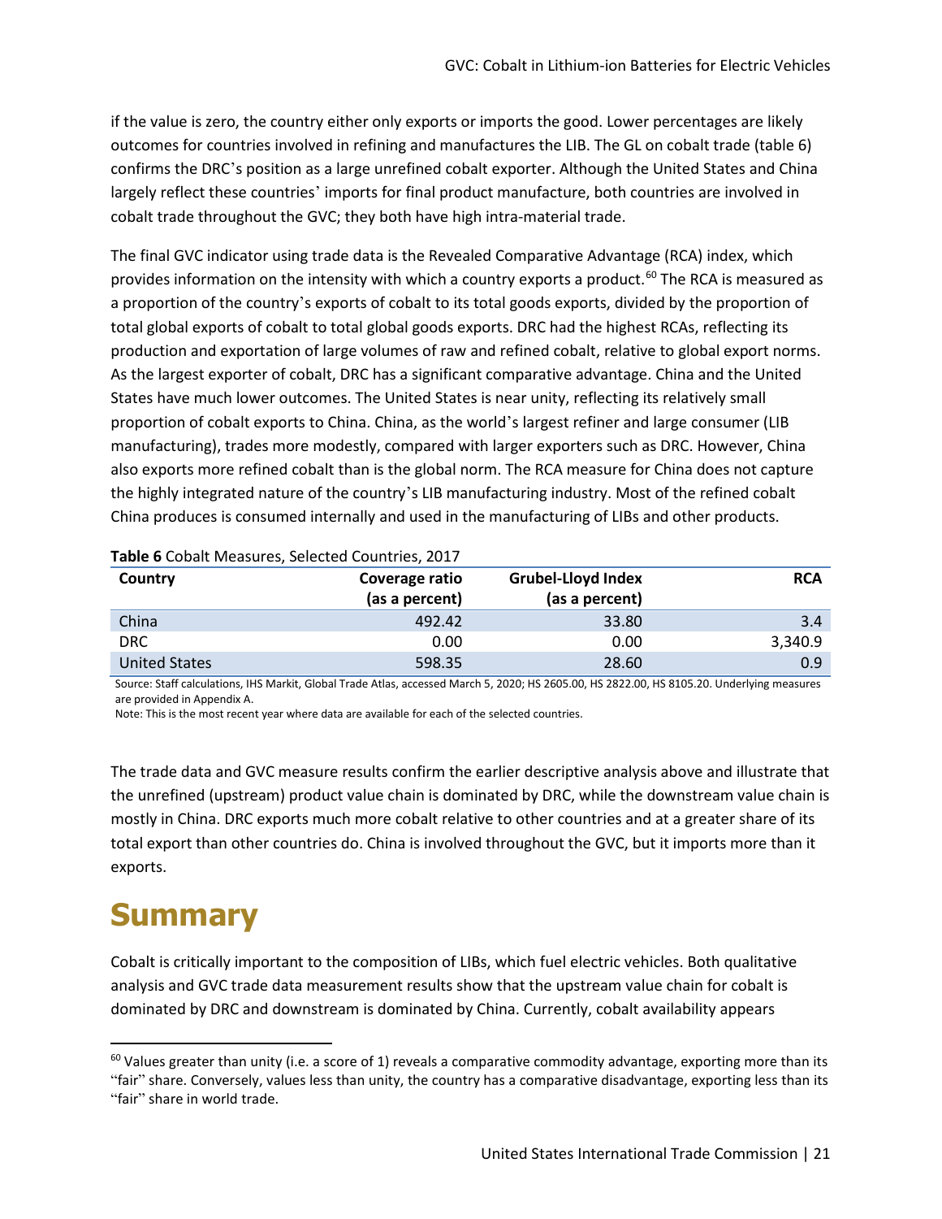if the value is zero, the country either only exports or imports the good. Lower percentages are likely outcomes for countries involved in refining and manufactures the LIB. The GL on cobalt trade (table 6) confirms the DRC's position as a large unrefined cobalt exporter. Although the United States and China largely reflect these countries' imports for final product manufacture, both countries are involved in cobalt trade throughout the GVC; they both have high intra-material trade.

The final GVC indicator using trade data is the Revealed Comparative Advantage (RCA) index, which provides information on the intensity with which a country exports a product.[60] The RCA is measured as a proportion of the country's exports of cobalt to its total goods exports, divided by the proportion of total global exports of cobalt to total global goods exports. DRC had the highest RCAs, reflecting its production and exportation of large volumes of raw and refined cobalt, relative to global export norms. As the largest exporter of cobalt, DRC has a significant comparative advantage. China and the United States have much lower outcomes. The United States is near unity, reflecting its relatively small proportion of cobalt exports to China. China, as the world's largest refiner and large consumer (LIB manufacturing), trades more modestly, compared with larger exporters such as DRC. However, China also exports more refined cobalt than is the global norm. The RCA measure for China does not capture the highly integrated nature of the country's LIB manufacturing industry. Most of the refined cobalt China produces is consumed internally and used in the manufacturing of LIBs and other products.

**Table 6** Cobalt Measures, Selected Countries, 2017

| Country | Coverage ratio (as a percent) | Grubel-Lloyd Index (as a percent) | RCA |
|---|---|---|---|
| China | 492.42 | 33.80 | 3.4 |
| DRC | 0.00 | 0.00 | 3,340.9 |
| United States | 598.35 | 28.60 | 0.9 |

Source: Staff calculations, IHS Markit, Global Trade Atlas, accessed March 5, 2020; HS 2605.00, HS 2822.00, HS 8105.20. Underlying measures are provided in Appendix A.

Note: This is the most recent year where data are available for each of the selected countries.

The trade data and GVC measure results confirm the earlier descriptive analysis above and illustrate that the unrefined (upstream) product value chain is dominated by DRC, while the downstream value chain is mostly in China. DRC exports much more cobalt relative to other countries and at a greater share of its total export than other countries do. China is involved throughout the GVC, but it imports more than it exports.

# Summary

Cobalt is critically important to the composition of LIBs, which fuel electric vehicles. Both qualitative analysis and GVC trade data measurement results show that the upstream value chain for cobalt is dominated by DRC and downstream is dominated by China. Currently, cobalt availability appears

[60] Values greater than unity (i.e. a score of 1) reveals a comparative commodity advantage, exporting more than its "fair" share. Conversely, values less than unity, the country has a comparative disadvantage, exporting less than its "fair" share in world trade.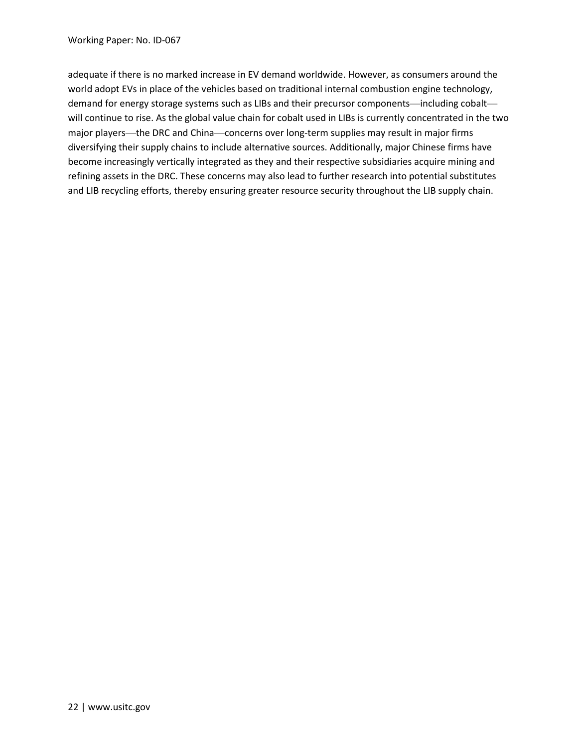adequate if there is no marked increase in EV demand worldwide. However, as consumers around the world adopt EVs in place of the vehicles based on traditional internal combustion engine technology, demand for energy storage systems such as LIBs and their precursor components—including cobalt—will continue to rise. As the global value chain for cobalt used in LIBs is currently concentrated in the two major players—the DRC and China—concerns over long-term supplies may result in major firms diversifying their supply chains to include alternative sources. Additionally, major Chinese firms have become increasingly vertically integrated as they and their respective subsidiaries acquire mining and refining assets in the DRC. These concerns may also lead to further research into potential substitutes and LIB recycling efforts, thereby ensuring greater resource security throughout the LIB supply chain.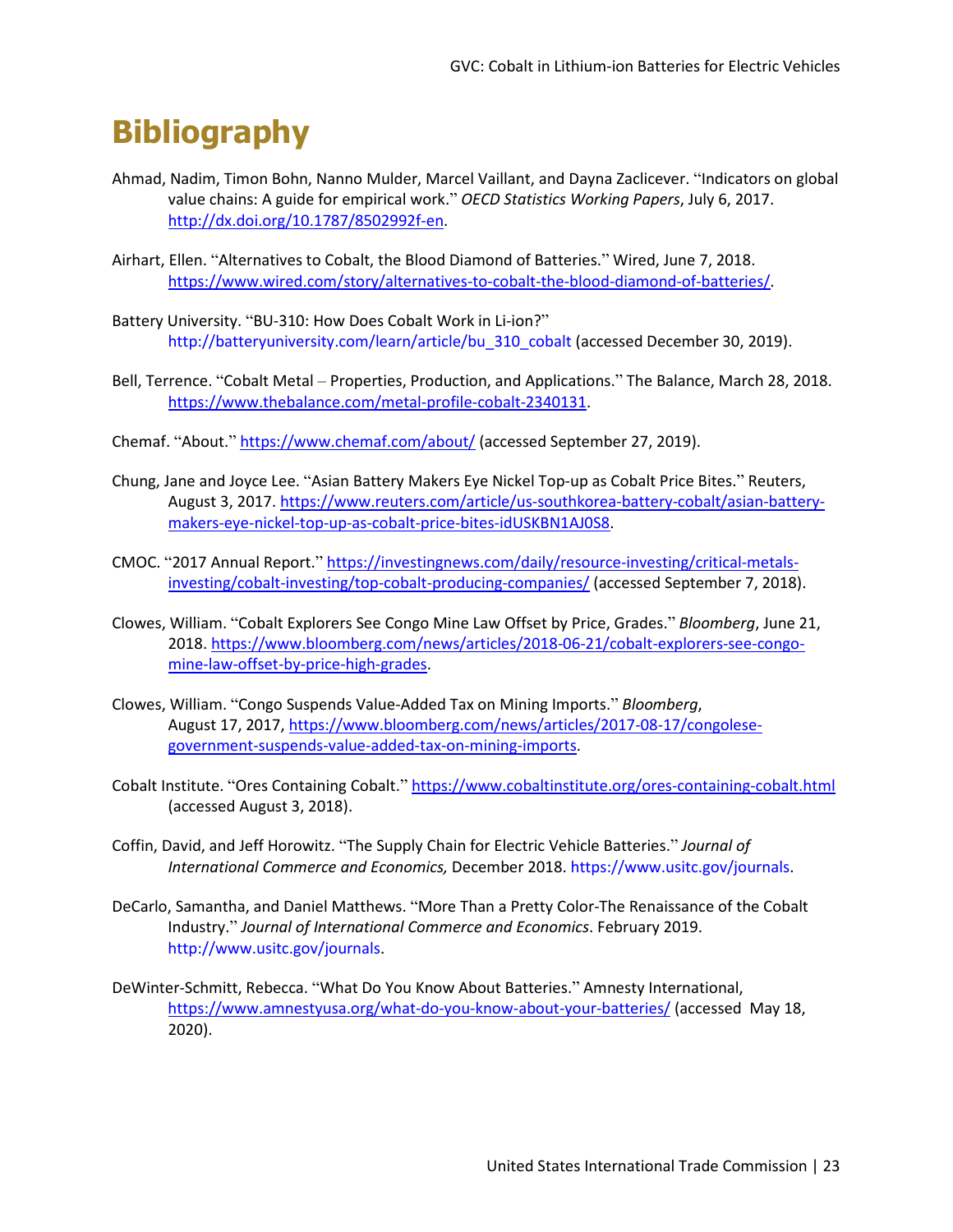# Bibliography

Ahmad, Nadim, Timon Bohn, Nanno Mulder, Marcel Vaillant, and Dayna Zaclicever. "Indicators on global value chains: A guide for empirical work." *OECD Statistics Working Papers*, July 6, 2017. http://dx.doi.org/10.1787/8502992f-en.

Airhart, Ellen. "Alternatives to Cobalt, the Blood Diamond of Batteries." Wired, June 7, 2018. https://www.wired.com/story/alternatives-to-cobalt-the-blood-diamond-of-batteries/.

Battery University. "BU-310: How Does Cobalt Work in Li-ion?" http://batteryuniversity.com/learn/article/bu_310_cobalt (accessed December 30, 2019).

Bell, Terrence. "Cobalt Metal – Properties, Production, and Applications." The Balance, March 28, 2018. https://www.thebalance.com/metal-profile-cobalt-2340131.

Chemaf. "About." https://www.chemaf.com/about/ (accessed September 27, 2019).

Chung, Jane and Joyce Lee. "Asian Battery Makers Eye Nickel Top-up as Cobalt Price Bites." Reuters, August 3, 2017. https://www.reuters.com/article/us-southkorea-battery-cobalt/asian-battery-makers-eye-nickel-top-up-as-cobalt-price-bites-idUSKBN1AJ0S8.

CMOC. "2017 Annual Report." https://investingnews.com/daily/resource-investing/critical-metals-investing/cobalt-investing/top-cobalt-producing-companies/ (accessed September 7, 2018).

Clowes, William. "Cobalt Explorers See Congo Mine Law Offset by Price, Grades." *Bloomberg*, June 21, 2018. https://www.bloomberg.com/news/articles/2018-06-21/cobalt-explorers-see-congo-mine-law-offset-by-price-high-grades.

Clowes, William. "Congo Suspends Value-Added Tax on Mining Imports." *Bloomberg*, August 17, 2017, https://www.bloomberg.com/news/articles/2017-08-17/congolese-government-suspends-value-added-tax-on-mining-imports.

Cobalt Institute. "Ores Containing Cobalt." https://www.cobaltinstitute.org/ores-containing-cobalt.html (accessed August 3, 2018).

Coffin, David, and Jeff Horowitz. "The Supply Chain for Electric Vehicle Batteries." *Journal of International Commerce and Economics,* December 2018. https://www.usitc.gov/journals.

DeCarlo, Samantha, and Daniel Matthews. "More Than a Pretty Color-The Renaissance of the Cobalt Industry." *Journal of International Commerce and Economics*. February 2019. http://www.usitc.gov/journals.

DeWinter-Schmitt, Rebecca. "What Do You Know About Batteries." Amnesty International, https://www.amnestyusa.org/what-do-you-know-about-your-batteries/ (accessed May 18, 2020).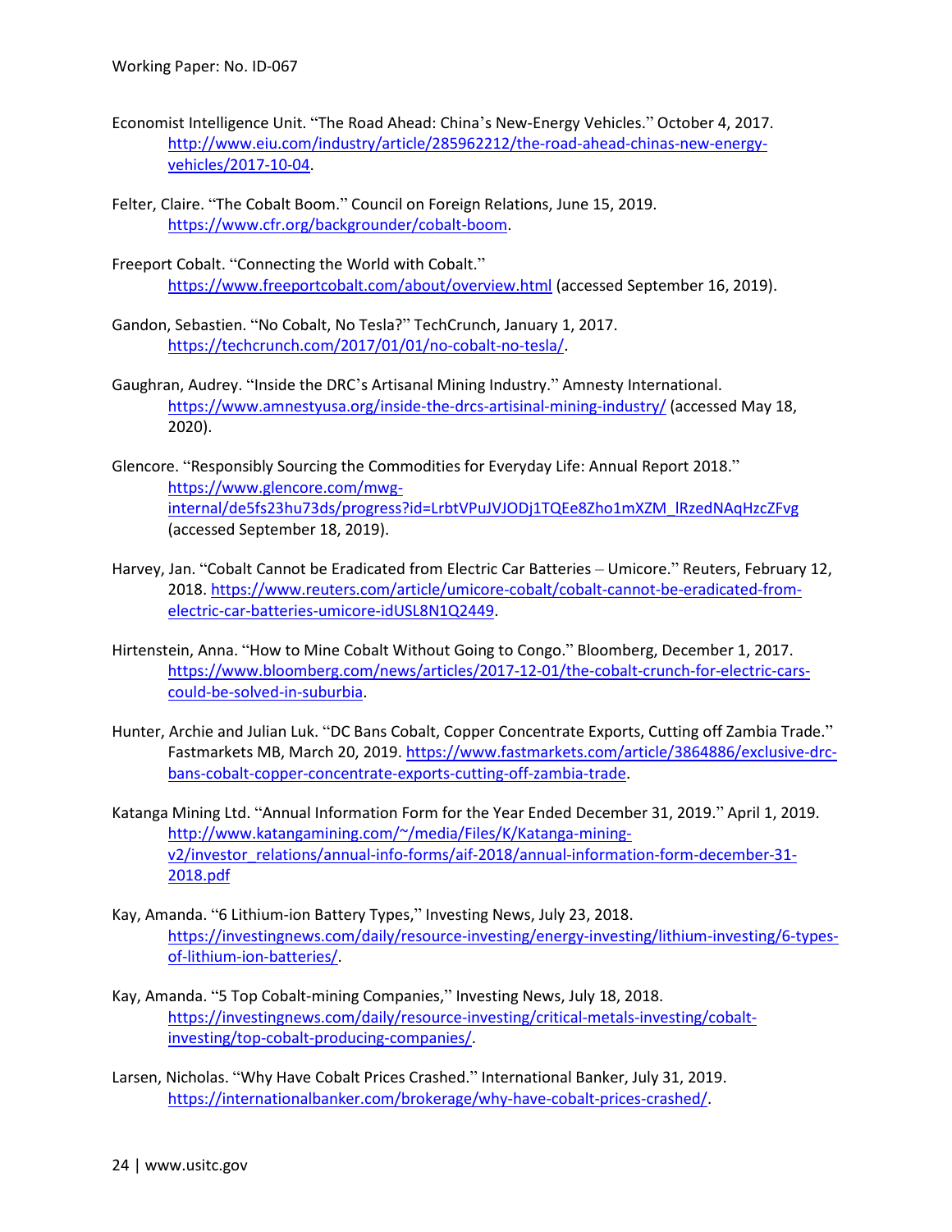Economist Intelligence Unit. "The Road Ahead: China's New-Energy Vehicles." October 4, 2017. http://www.eiu.com/industry/article/285962212/the-road-ahead-chinas-new-energy-vehicles/2017-10-04.

Felter, Claire. "The Cobalt Boom." Council on Foreign Relations, June 15, 2019. https://www.cfr.org/backgrounder/cobalt-boom.

Freeport Cobalt. "Connecting the World with Cobalt." https://www.freeportcobalt.com/about/overview.html (accessed September 16, 2019).

Gandon, Sebastien. "No Cobalt, No Tesla?" TechCrunch, January 1, 2017. https://techcrunch.com/2017/01/01/no-cobalt-no-tesla/.

Gaughran, Audrey. "Inside the DRC's Artisanal Mining Industry." Amnesty International. https://www.amnestyusa.org/inside-the-drcs-artisinal-mining-industry/ (accessed May 18, 2020).

Glencore. "Responsibly Sourcing the Commodities for Everyday Life: Annual Report 2018." https://www.glencore.com/mwg-internal/de5fs23hu73ds/progress?id=LrbtVPuJVJODj1TQEe8Zho1mXZM_lRzedNAqHzcZFvg (accessed September 18, 2019).

Harvey, Jan. "Cobalt Cannot be Eradicated from Electric Car Batteries – Umicore." Reuters, February 12, 2018. https://www.reuters.com/article/umicore-cobalt/cobalt-cannot-be-eradicated-from-electric-car-batteries-umicore-idUSL8N1Q2449.

Hirtenstein, Anna. "How to Mine Cobalt Without Going to Congo." Bloomberg, December 1, 2017. https://www.bloomberg.com/news/articles/2017-12-01/the-cobalt-crunch-for-electric-cars-could-be-solved-in-suburbia.

Hunter, Archie and Julian Luk. "DC Bans Cobalt, Copper Concentrate Exports, Cutting off Zambia Trade." Fastmarkets MB, March 20, 2019. https://www.fastmarkets.com/article/3864886/exclusive-drc-bans-cobalt-copper-concentrate-exports-cutting-off-zambia-trade.

Katanga Mining Ltd. "Annual Information Form for the Year Ended December 31, 2019." April 1, 2019. http://www.katangamining.com/~/media/Files/K/Katanga-mining-v2/investor_relations/annual-info-forms/aif-2018/annual-information-form-december-31-2018.pdf

Kay, Amanda. "6 Lithium-ion Battery Types," Investing News, July 23, 2018. https://investingnews.com/daily/resource-investing/energy-investing/lithium-investing/6-types-of-lithium-ion-batteries/.

Kay, Amanda. "5 Top Cobalt-mining Companies," Investing News, July 18, 2018. https://investingnews.com/daily/resource-investing/critical-metals-investing/cobalt-investing/top-cobalt-producing-companies/.

Larsen, Nicholas. "Why Have Cobalt Prices Crashed." International Banker, July 31, 2019. https://internationalbanker.com/brokerage/why-have-cobalt-prices-crashed/.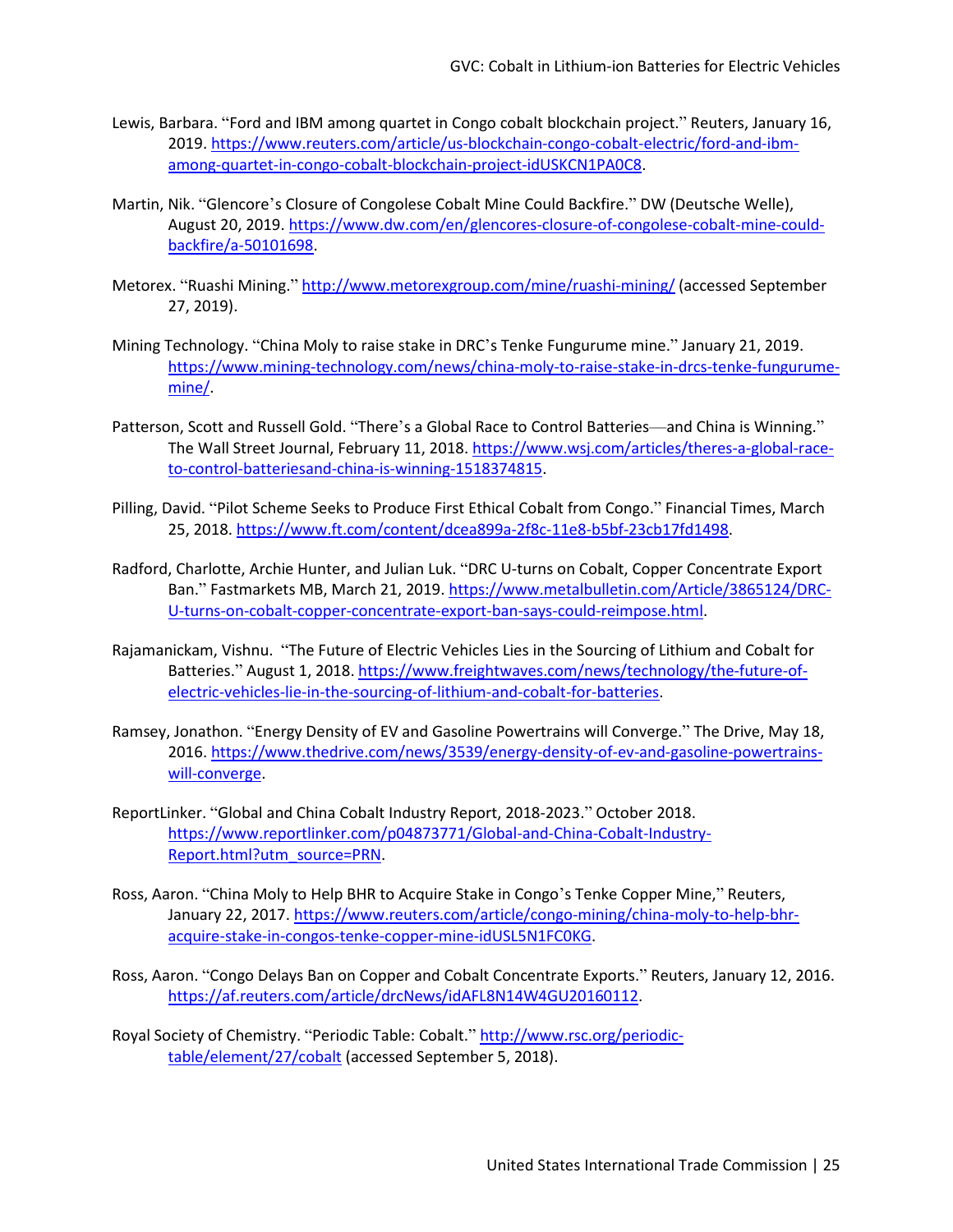Lewis, Barbara. "Ford and IBM among quartet in Congo cobalt blockchain project." Reuters, January 16, 2019. https://www.reuters.com/article/us-blockchain-congo-cobalt-electric/ford-and-ibm-among-quartet-in-congo-cobalt-blockchain-project-idUSKCN1PA0C8.

Martin, Nik. "Glencore's Closure of Congolese Cobalt Mine Could Backfire." DW (Deutsche Welle), August 20, 2019. https://www.dw.com/en/glencores-closure-of-congolese-cobalt-mine-could-backfire/a-50101698.

Metorex. "Ruashi Mining." http://www.metorexgroup.com/mine/ruashi-mining/ (accessed September 27, 2019).

Mining Technology. "China Moly to raise stake in DRC's Tenke Fungurume mine." January 21, 2019. https://www.mining-technology.com/news/china-moly-to-raise-stake-in-drcs-tenke-fungurume-mine/.

Patterson, Scott and Russell Gold. "There's a Global Race to Control Batteries—and China is Winning." The Wall Street Journal, February 11, 2018. https://www.wsj.com/articles/theres-a-global-race-to-control-batteriesand-china-is-winning-1518374815.

Pilling, David. "Pilot Scheme Seeks to Produce First Ethical Cobalt from Congo." Financial Times, March 25, 2018. https://www.ft.com/content/dcea899a-2f8c-11e8-b5bf-23cb17fd1498.

Radford, Charlotte, Archie Hunter, and Julian Luk. "DRC U-turns on Cobalt, Copper Concentrate Export Ban." Fastmarkets MB, March 21, 2019. https://www.metalbulletin.com/Article/3865124/DRC-U-turns-on-cobalt-copper-concentrate-export-ban-says-could-reimpose.html.

Rajamanickam, Vishnu. "The Future of Electric Vehicles Lies in the Sourcing of Lithium and Cobalt for Batteries." August 1, 2018. https://www.freightwaves.com/news/technology/the-future-of-electric-vehicles-lie-in-the-sourcing-of-lithium-and-cobalt-for-batteries.

Ramsey, Jonathon. "Energy Density of EV and Gasoline Powertrains will Converge." The Drive, May 18, 2016. https://www.thedrive.com/news/3539/energy-density-of-ev-and-gasoline-powertrains-will-converge.

ReportLinker. "Global and China Cobalt Industry Report, 2018-2023." October 2018. https://www.reportlinker.com/p04873771/Global-and-China-Cobalt-Industry-Report.html?utm_source=PRN.

Ross, Aaron. "China Moly to Help BHR to Acquire Stake in Congo's Tenke Copper Mine," Reuters, January 22, 2017. https://www.reuters.com/article/congo-mining/china-moly-to-help-bhr-acquire-stake-in-congos-tenke-copper-mine-idUSL5N1FC0KG.

Ross, Aaron. "Congo Delays Ban on Copper and Cobalt Concentrate Exports." Reuters, January 12, 2016. https://af.reuters.com/article/drcNews/idAFL8N14W4GU20160112.

Royal Society of Chemistry. "Periodic Table: Cobalt." http://www.rsc.org/periodic-table/element/27/cobalt (accessed September 5, 2018).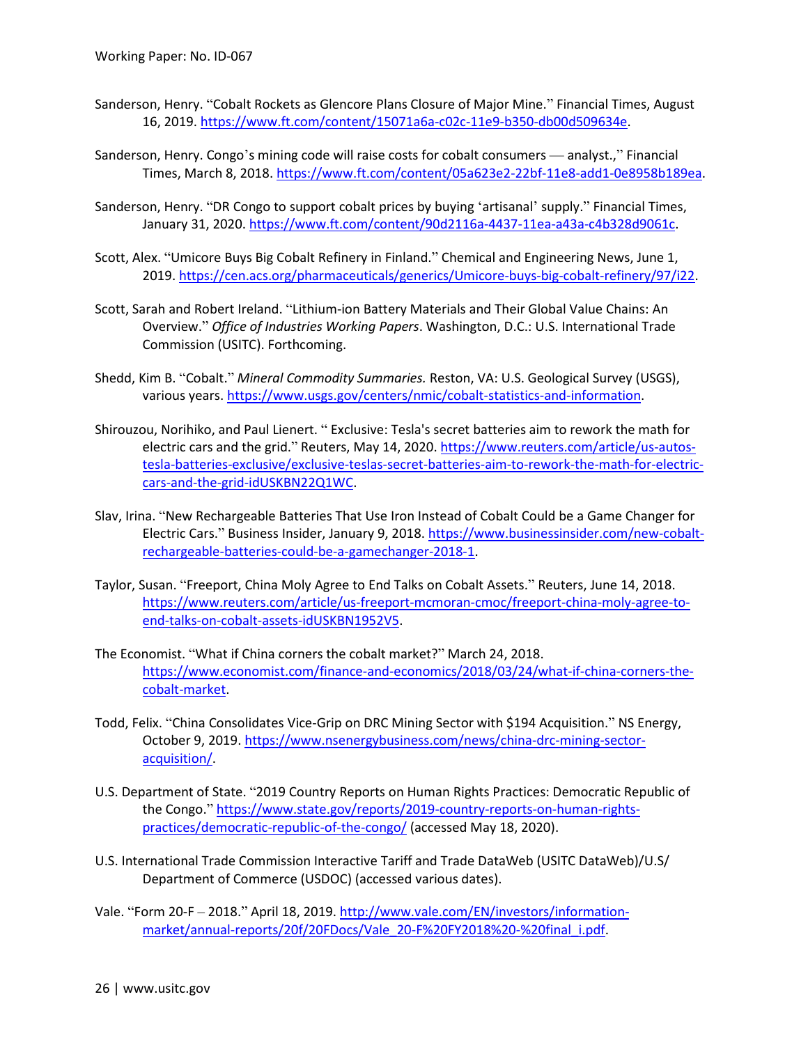Sanderson, Henry. "Cobalt Rockets as Glencore Plans Closure of Major Mine." Financial Times, August 16, 2019. https://www.ft.com/content/15071a6a-c02c-11e9-b350-db00d509634e.

Sanderson, Henry. Congo's mining code will raise costs for cobalt consumers — analyst.," Financial Times, March 8, 2018. https://www.ft.com/content/05a623e2-22bf-11e8-add1-0e8958b189ea.

Sanderson, Henry. "DR Congo to support cobalt prices by buying 'artisanal' supply." Financial Times, January 31, 2020. https://www.ft.com/content/90d2116a-4437-11ea-a43a-c4b328d9061c.

Scott, Alex. "Umicore Buys Big Cobalt Refinery in Finland." Chemical and Engineering News, June 1, 2019. https://cen.acs.org/pharmaceuticals/generics/Umicore-buys-big-cobalt-refinery/97/i22.

Scott, Sarah and Robert Ireland. "Lithium-ion Battery Materials and Their Global Value Chains: An Overview." *Office of Industries Working Papers*. Washington, D.C.: U.S. International Trade Commission (USITC). Forthcoming.

Shedd, Kim B. "Cobalt." *Mineral Commodity Summaries.* Reston, VA: U.S. Geological Survey (USGS), various years. https://www.usgs.gov/centers/nmic/cobalt-statistics-and-information.

Shirouzou, Norihiko, and Paul Lienert. " Exclusive: Tesla's secret batteries aim to rework the math for electric cars and the grid." Reuters, May 14, 2020. https://www.reuters.com/article/us-autos-tesla-batteries-exclusive/exclusive-teslas-secret-batteries-aim-to-rework-the-math-for-electric-cars-and-the-grid-idUSKBN22Q1WC.

Slav, Irina. "New Rechargeable Batteries That Use Iron Instead of Cobalt Could be a Game Changer for Electric Cars." Business Insider, January 9, 2018. https://www.businessinsider.com/new-cobalt-rechargeable-batteries-could-be-a-gamechanger-2018-1.

Taylor, Susan. "Freeport, China Moly Agree to End Talks on Cobalt Assets." Reuters, June 14, 2018. https://www.reuters.com/article/us-freeport-mcmoran-cmoc/freeport-china-moly-agree-to-end-talks-on-cobalt-assets-idUSKBN1952V5.

The Economist. "What if China corners the cobalt market?" March 24, 2018. https://www.economist.com/finance-and-economics/2018/03/24/what-if-china-corners-the-cobalt-market.

Todd, Felix. "China Consolidates Vice-Grip on DRC Mining Sector with $194 Acquisition." NS Energy, October 9, 2019. https://www.nsenergybusiness.com/news/china-drc-mining-sector-acquisition/.

U.S. Department of State. "2019 Country Reports on Human Rights Practices: Democratic Republic of the Congo." https://www.state.gov/reports/2019-country-reports-on-human-rights-practices/democratic-republic-of-the-congo/ (accessed May 18, 2020).

U.S. International Trade Commission Interactive Tariff and Trade DataWeb (USITC DataWeb)/U.S/ Department of Commerce (USDOC) (accessed various dates).

Vale. "Form 20-F – 2018." April 18, 2019. http://www.vale.com/EN/investors/information-market/annual-reports/20f/20FDocs/Vale_20-F%20FY2018%20-%20final_i.pdf.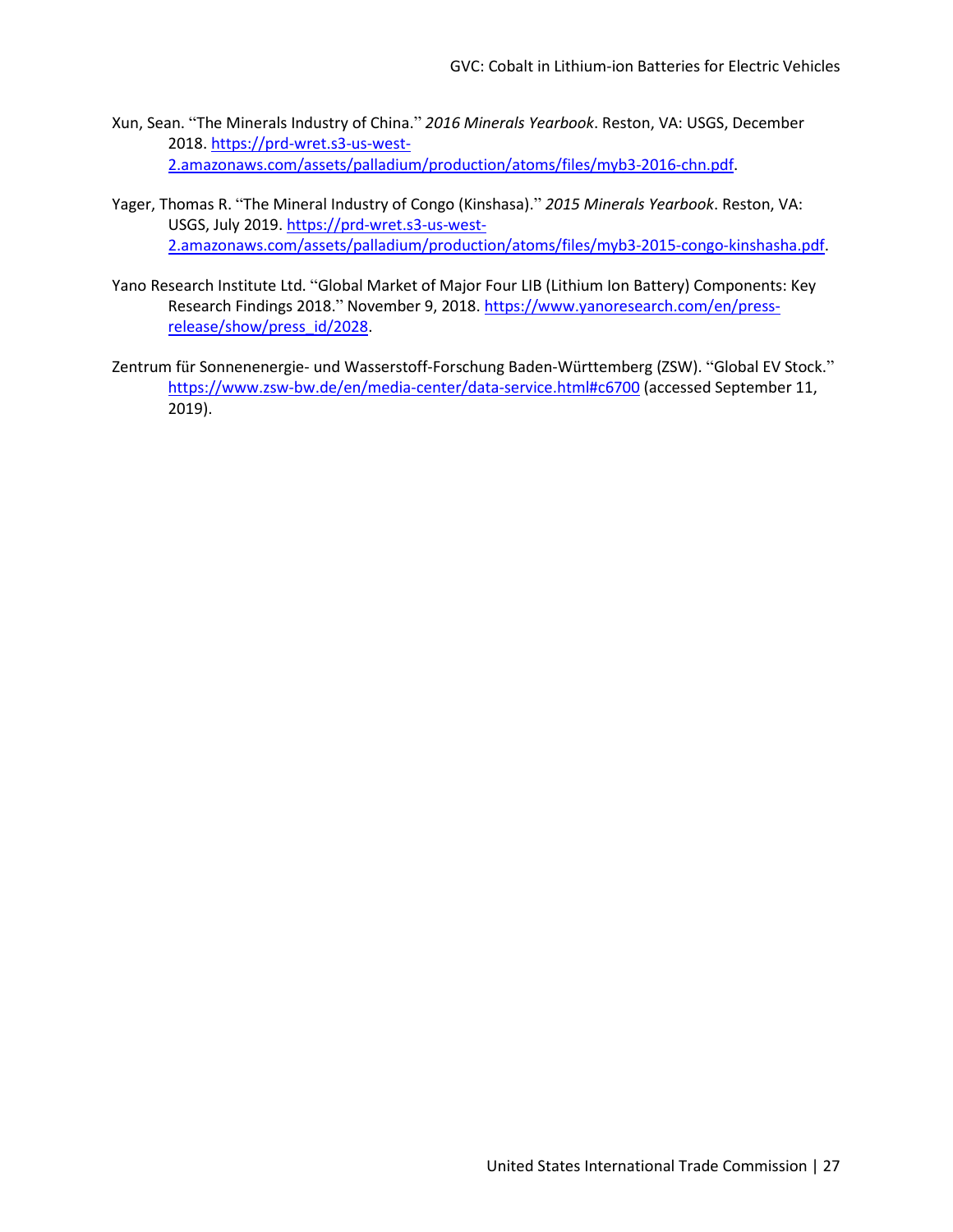Xun, Sean. "The Minerals Industry of China." *2016 Minerals Yearbook*. Reston, VA: USGS, December 2018. https://prd-wret.s3-us-west-2.amazonaws.com/assets/palladium/production/atoms/files/myb3-2016-chn.pdf.

Yager, Thomas R. "The Mineral Industry of Congo (Kinshasa)." *2015 Minerals Yearbook*. Reston, VA: USGS, July 2019. https://prd-wret.s3-us-west-2.amazonaws.com/assets/palladium/production/atoms/files/myb3-2015-congo-kinshasha.pdf.

Yano Research Institute Ltd. "Global Market of Major Four LIB (Lithium Ion Battery) Components: Key Research Findings 2018." November 9, 2018. https://www.yanoresearch.com/en/press-release/show/press_id/2028.

Zentrum für Sonnenenergie- und Wasserstoff-Forschung Baden-Württemberg (ZSW). "Global EV Stock." https://www.zsw-bw.de/en/media-center/data-service.html#c6700 (accessed September 11, 2019).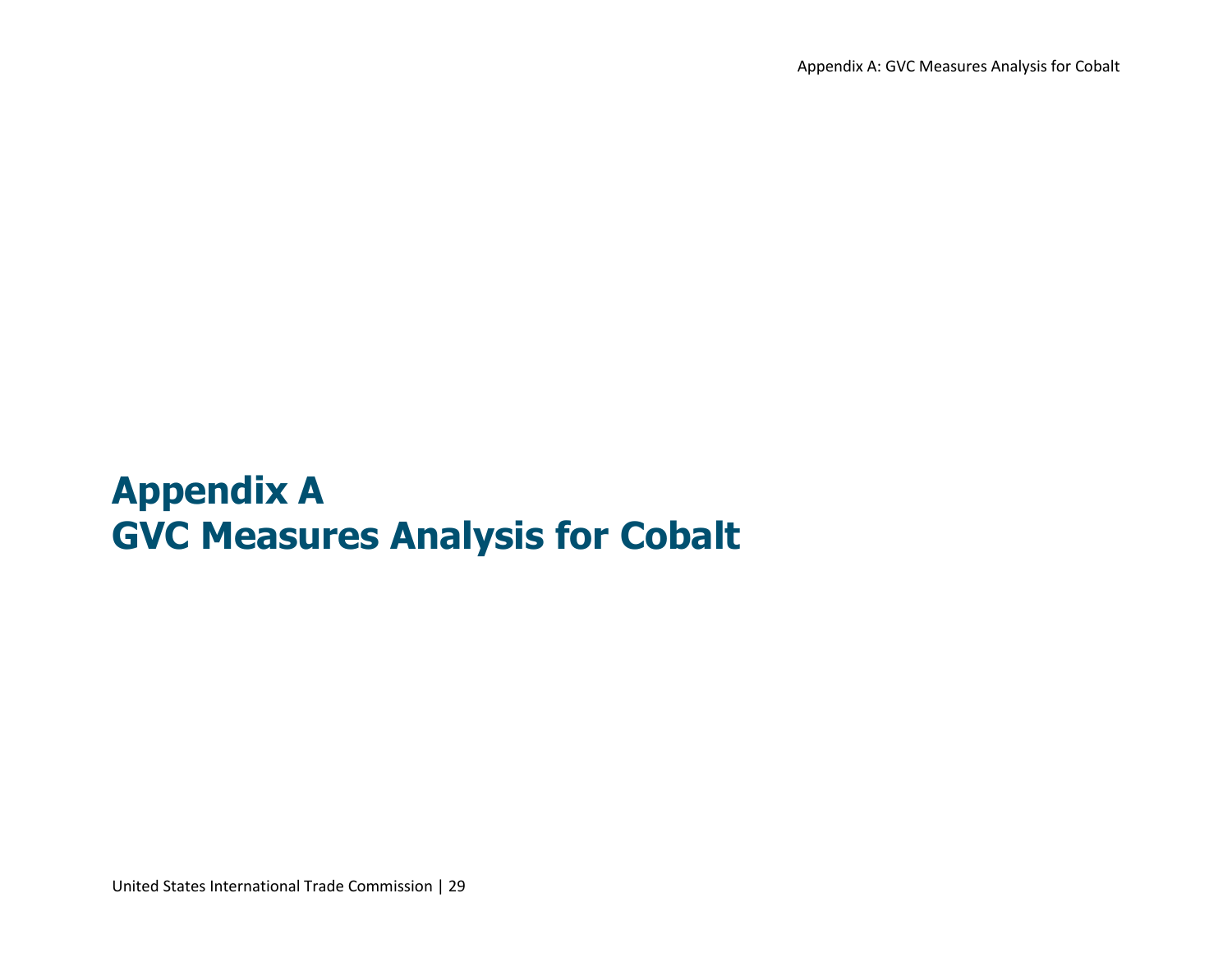# Appendix A
# GVC Measures Analysis for Cobalt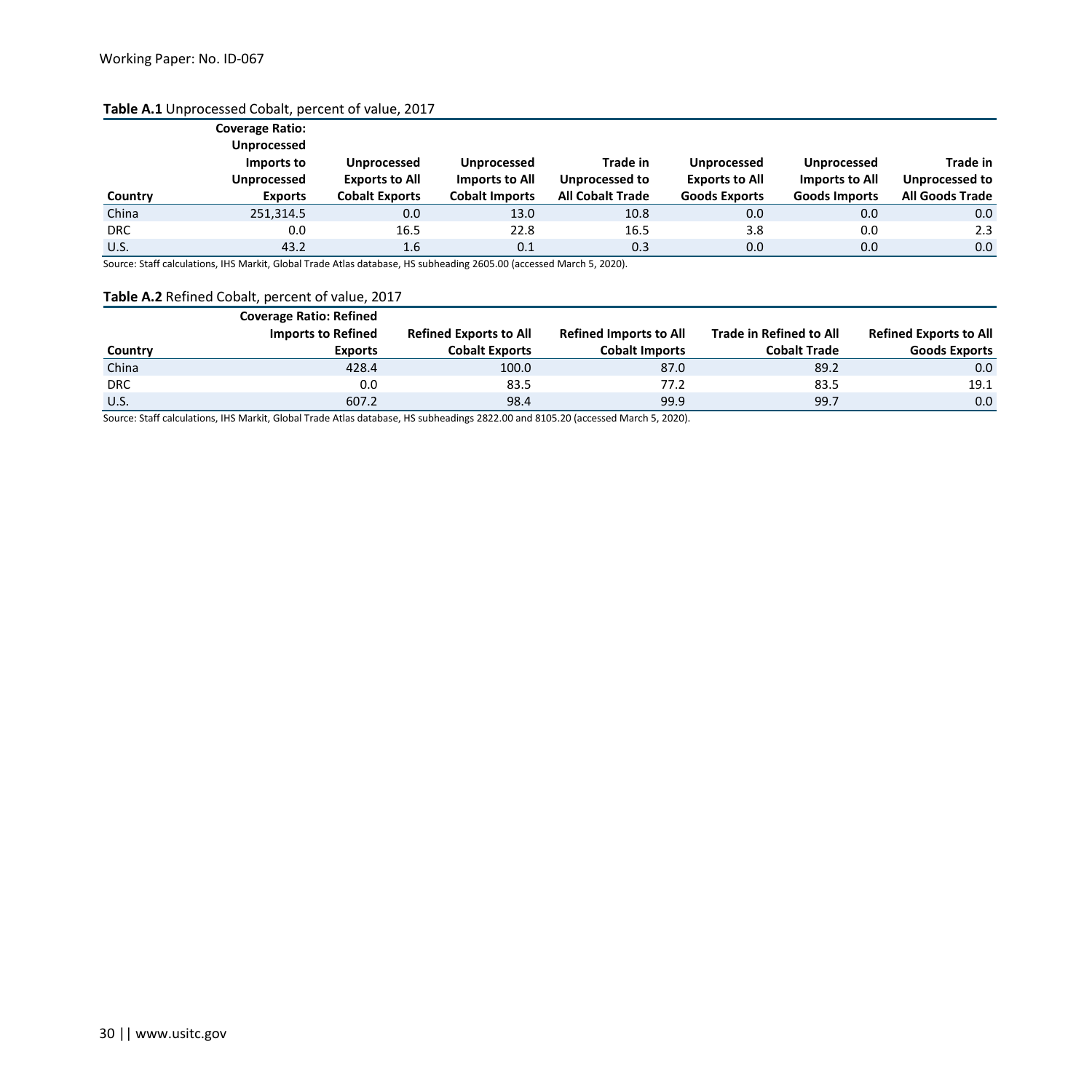**Table A.1** Unprocessed Cobalt, percent of value, 2017

| Country | Coverage Ratio: Unprocessed Imports to Unprocessed Exports | Unprocessed Exports to All Cobalt Exports | Unprocessed Imports to All Cobalt Imports | Trade in Unprocessed to All Cobalt Trade | Unprocessed Exports to All Goods Exports | Unprocessed Imports to All Goods Imports | Trade in Unprocessed to All Goods Trade |
|---|---|---|---|---|---|---|---|
| China | 251,314.5 | 0.0 | 13.0 | 10.8 | 0.0 | 0.0 | 0.0 |
| DRC | 0.0 | 16.5 | 22.8 | 16.5 | 3.8 | 0.0 | 2.3 |
| U.S. | 43.2 | 1.6 | 0.1 | 0.3 | 0.0 | 0.0 | 0.0 |

Source: Staff calculations, IHS Markit, Global Trade Atlas database, HS subheading 2605.00 (accessed March 5, 2020).

**Table A.2** Refined Cobalt, percent of value, 2017

| Country | Coverage Ratio: Refined Imports to Refined Exports | Refined Exports to All Cobalt Exports | Refined Imports to All Cobalt Imports | Trade in Refined to All Cobalt Trade | Refined Exports to All Goods Exports |
|---|---|---|---|---|---|
| China | 428.4 | 100.0 | 87.0 | 89.2 | 0.0 |
| DRC | 0.0 | 83.5 | 77.2 | 83.5 | 19.1 |
| U.S. | 607.2 | 98.4 | 99.9 | 99.7 | 0.0 |

Source: Staff calculations, IHS Markit, Global Trade Atlas database, HS subheadings 2822.00 and 8105.20 (accessed March 5, 2020).